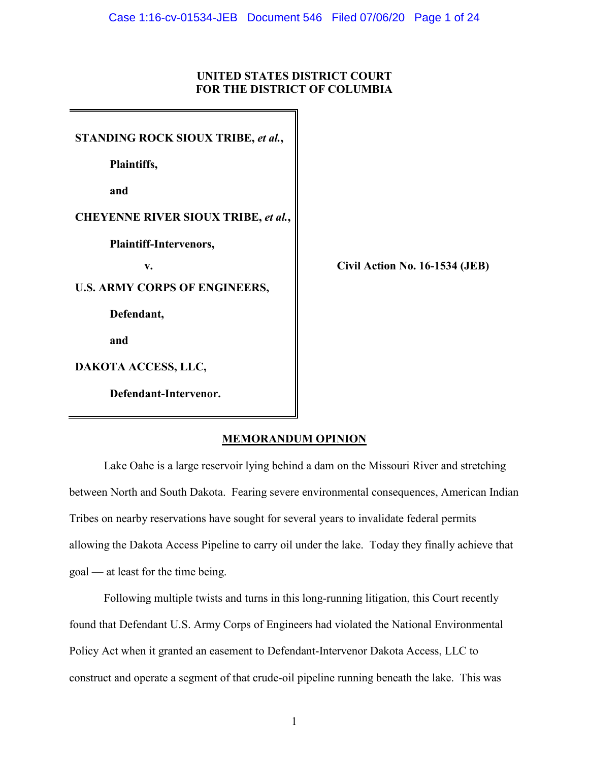**UNITED STATES DISTRICT COURT**
**FOR THE DISTRICT OF COLUMBIA**

**STANDING ROCK SIOUX TRIBE, *et al.*,**

**Plaintiffs,**

**and**

**CHEYENNE RIVER SIOUX TRIBE, *et al.*,**

**Plaintiff-Intervenors,**

**v.**

**U.S. ARMY CORPS OF ENGINEERS,**

**Defendant,**

**and**

**DAKOTA ACCESS, LLC,**

**Defendant-Intervenor.**

**Civil Action No. 16-1534 (JEB)**

## MEMORANDUM OPINION

Lake Oahe is a large reservoir lying behind a dam on the Missouri River and stretching between North and South Dakota. Fearing severe environmental consequences, American Indian Tribes on nearby reservations have sought for several years to invalidate federal permits allowing the Dakota Access Pipeline to carry oil under the lake. Today they finally achieve that goal — at least for the time being.

Following multiple twists and turns in this long-running litigation, this Court recently found that Defendant U.S. Army Corps of Engineers had violated the National Environmental Policy Act when it granted an easement to Defendant-Intervenor Dakota Access, LLC to construct and operate a segment of that crude-oil pipeline running beneath the lake. This was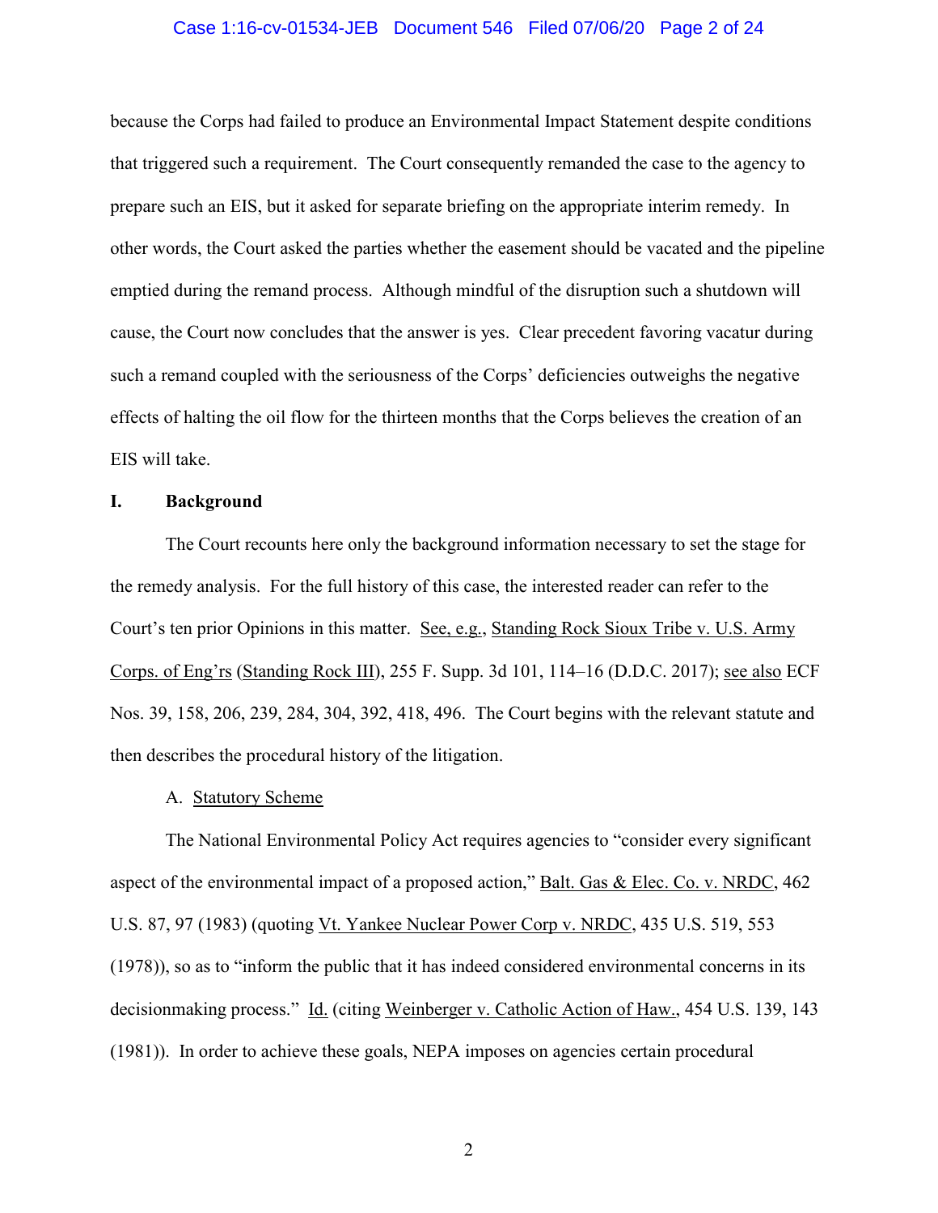because the Corps had failed to produce an Environmental Impact Statement despite conditions that triggered such a requirement. The Court consequently remanded the case to the agency to prepare such an EIS, but it asked for separate briefing on the appropriate interim remedy. In other words, the Court asked the parties whether the easement should be vacated and the pipeline emptied during the remand process. Although mindful of the disruption such a shutdown will cause, the Court now concludes that the answer is yes. Clear precedent favoring vacatur during such a remand coupled with the seriousness of the Corps' deficiencies outweighs the negative effects of halting the oil flow for the thirteen months that the Corps believes the creation of an EIS will take.

## I. Background

The Court recounts here only the background information necessary to set the stage for the remedy analysis. For the full history of this case, the interested reader can refer to the Court's ten prior Opinions in this matter. See, e.g., Standing Rock Sioux Tribe v. U.S. Army Corps. of Eng'rs (Standing Rock III), 255 F. Supp. 3d 101, 114–16 (D.D.C. 2017); see also ECF Nos. 39, 158, 206, 239, 284, 304, 392, 418, 496. The Court begins with the relevant statute and then describes the procedural history of the litigation.

### A. Statutory Scheme

The National Environmental Policy Act requires agencies to "consider every significant aspect of the environmental impact of a proposed action," Balt. Gas & Elec. Co. v. NRDC, 462 U.S. 87, 97 (1983) (quoting Vt. Yankee Nuclear Power Corp v. NRDC, 435 U.S. 519, 553 (1978)), so as to "inform the public that it has indeed considered environmental concerns in its decisionmaking process." Id. (citing Weinberger v. Catholic Action of Haw., 454 U.S. 139, 143 (1981)). In order to achieve these goals, NEPA imposes on agencies certain procedural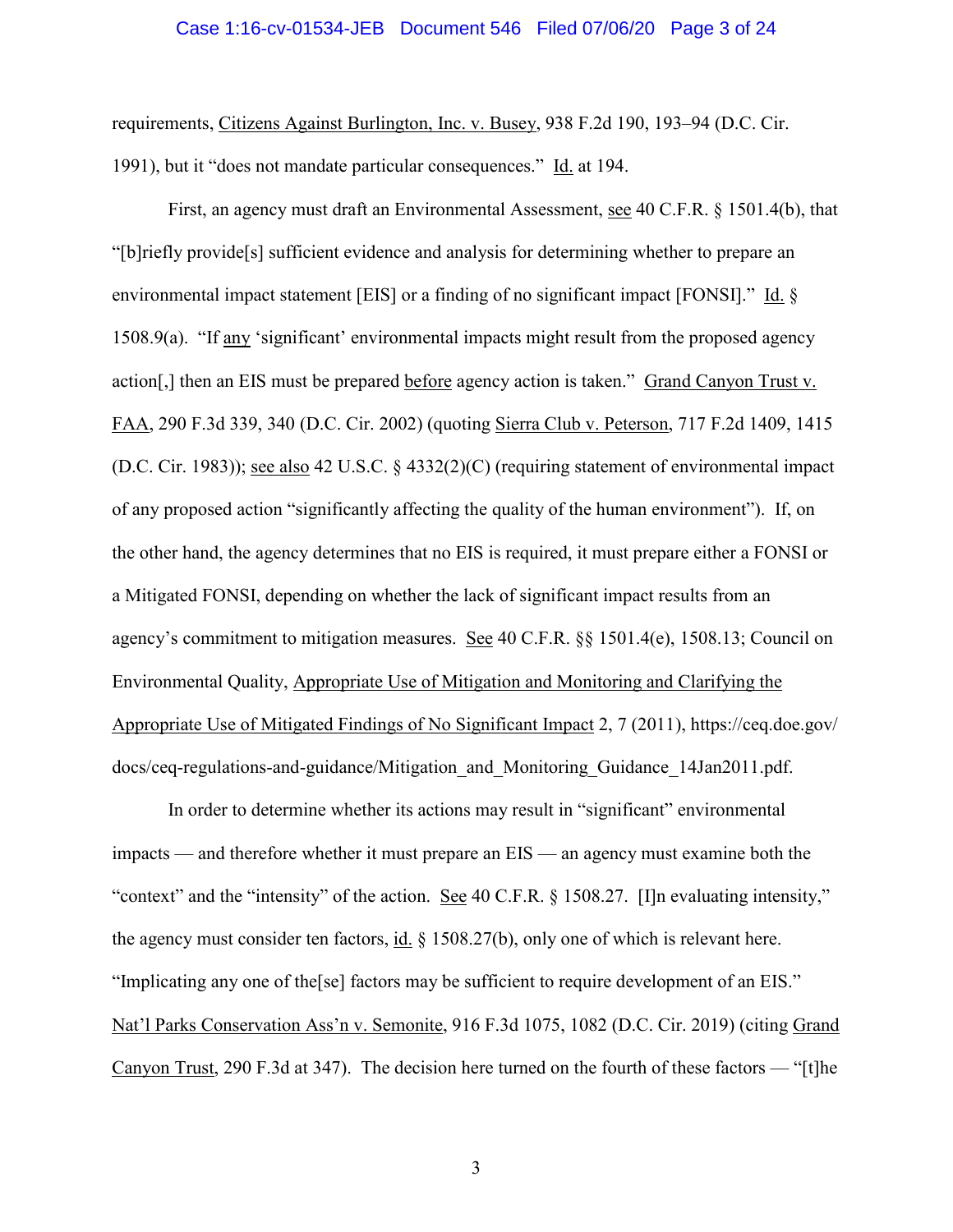requirements, Citizens Against Burlington, Inc. v. Busey, 938 F.2d 190, 193–94 (D.C. Cir. 1991), but it "does not mandate particular consequences." Id. at 194.

First, an agency must draft an Environmental Assessment, see 40 C.F.R. § 1501.4(b), that "[b]riefly provide[s] sufficient evidence and analysis for determining whether to prepare an environmental impact statement [EIS] or a finding of no significant impact [FONSI]." Id. § 1508.9(a). "If any 'significant' environmental impacts might result from the proposed agency action[,] then an EIS must be prepared before agency action is taken." Grand Canyon Trust v. FAA, 290 F.3d 339, 340 (D.C. Cir. 2002) (quoting Sierra Club v. Peterson, 717 F.2d 1409, 1415 (D.C. Cir. 1983)); see also 42 U.S.C. § 4332(2)(C) (requiring statement of environmental impact of any proposed action "significantly affecting the quality of the human environment"). If, on the other hand, the agency determines that no EIS is required, it must prepare either a FONSI or a Mitigated FONSI, depending on whether the lack of significant impact results from an agency's commitment to mitigation measures. See 40 C.F.R. §§ 1501.4(e), 1508.13; Council on Environmental Quality, Appropriate Use of Mitigation and Monitoring and Clarifying the Appropriate Use of Mitigated Findings of No Significant Impact 2, 7 (2011), https://ceq.doe.gov/docs/ceq-regulations-and-guidance/Mitigation_and_Monitoring_Guidance_14Jan2011.pdf.

In order to determine whether its actions may result in "significant" environmental impacts — and therefore whether it must prepare an EIS — an agency must examine both the "context" and the "intensity" of the action. See 40 C.F.R. § 1508.27. [I]n evaluating intensity," the agency must consider ten factors, id. § 1508.27(b), only one of which is relevant here. "Implicating any one of the[se] factors may be sufficient to require development of an EIS." Nat'l Parks Conservation Ass'n v. Semonite, 916 F.3d 1075, 1082 (D.C. Cir. 2019) (citing Grand Canyon Trust, 290 F.3d at 347). The decision here turned on the fourth of these factors — "[t]he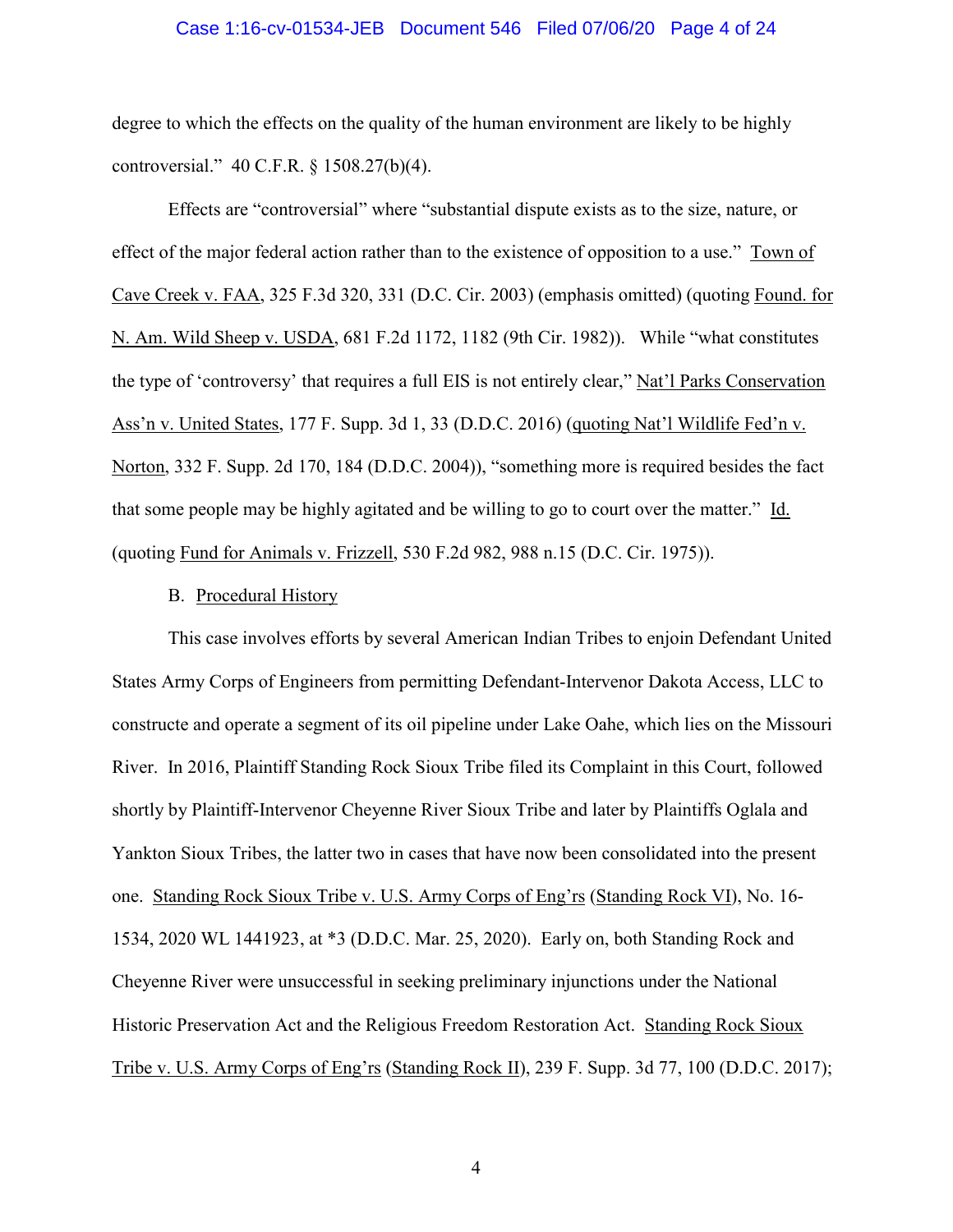degree to which the effects on the quality of the human environment are likely to be highly controversial." 40 C.F.R. § 1508.27(b)(4).

Effects are "controversial" where "substantial dispute exists as to the size, nature, or effect of the major federal action rather than to the existence of opposition to a use." Town of Cave Creek v. FAA, 325 F.3d 320, 331 (D.C. Cir. 2003) (emphasis omitted) (quoting Found. for N. Am. Wild Sheep v. USDA, 681 F.2d 1172, 1182 (9th Cir. 1982)). While "what constitutes the type of 'controversy' that requires a full EIS is not entirely clear," Nat'l Parks Conservation Ass'n v. United States, 177 F. Supp. 3d 1, 33 (D.D.C. 2016) (quoting Nat'l Wildlife Fed'n v. Norton, 332 F. Supp. 2d 170, 184 (D.D.C. 2004)), "something more is required besides the fact that some people may be highly agitated and be willing to go to court over the matter." Id. (quoting Fund for Animals v. Frizzell, 530 F.2d 982, 988 n.15 (D.C. Cir. 1975)).

B. Procedural History

This case involves efforts by several American Indian Tribes to enjoin Defendant United States Army Corps of Engineers from permitting Defendant-Intervenor Dakota Access, LLC to constructe and operate a segment of its oil pipeline under Lake Oahe, which lies on the Missouri River. In 2016, Plaintiff Standing Rock Sioux Tribe filed its Complaint in this Court, followed shortly by Plaintiff-Intervenor Cheyenne River Sioux Tribe and later by Plaintiffs Oglala and Yankton Sioux Tribes, the latter two in cases that have now been consolidated into the present one. Standing Rock Sioux Tribe v. U.S. Army Corps of Eng'rs (Standing Rock VI), No. 16-1534, 2020 WL 1441923, at *3 (D.D.C. Mar. 25, 2020). Early on, both Standing Rock and Cheyenne River were unsuccessful in seeking preliminary injunctions under the National Historic Preservation Act and the Religious Freedom Restoration Act. Standing Rock Sioux Tribe v. U.S. Army Corps of Eng'rs (Standing Rock II), 239 F. Supp. 3d 77, 100 (D.D.C. 2017);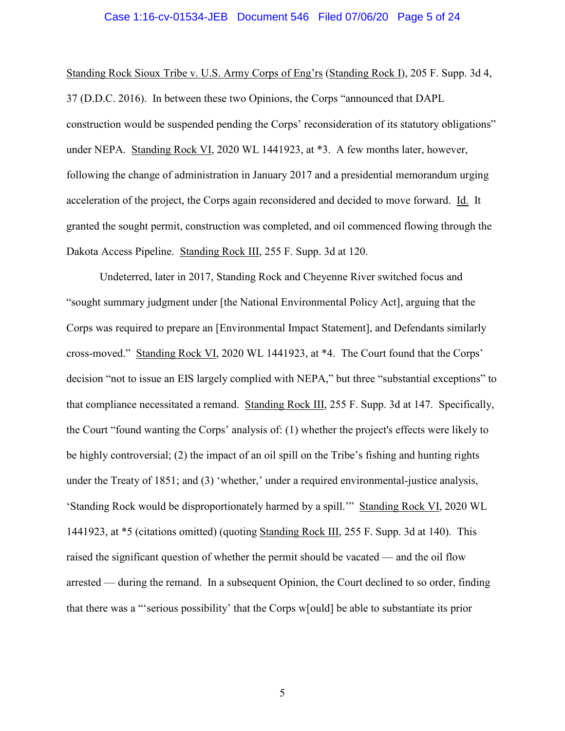Standing Rock Sioux Tribe v. U.S. Army Corps of Eng'rs (Standing Rock I), 205 F. Supp. 3d 4, 37 (D.D.C. 2016). In between these two Opinions, the Corps "announced that DAPL construction would be suspended pending the Corps' reconsideration of its statutory obligations" under NEPA. Standing Rock VI, 2020 WL 1441923, at *3. A few months later, however, following the change of administration in January 2017 and a presidential memorandum urging acceleration of the project, the Corps again reconsidered and decided to move forward. Id. It granted the sought permit, construction was completed, and oil commenced flowing through the Dakota Access Pipeline. Standing Rock III, 255 F. Supp. 3d at 120.

Undeterred, later in 2017, Standing Rock and Cheyenne River switched focus and "sought summary judgment under [the National Environmental Policy Act], arguing that the Corps was required to prepare an [Environmental Impact Statement], and Defendants similarly cross-moved." Standing Rock VI, 2020 WL 1441923, at *4. The Court found that the Corps' decision "not to issue an EIS largely complied with NEPA," but three "substantial exceptions" to that compliance necessitated a remand. Standing Rock III, 255 F. Supp. 3d at 147. Specifically, the Court "found wanting the Corps' analysis of: (1) whether the project's effects were likely to be highly controversial; (2) the impact of an oil spill on the Tribe's fishing and hunting rights under the Treaty of 1851; and (3) 'whether,' under a required environmental-justice analysis, 'Standing Rock would be disproportionately harmed by a spill.'" Standing Rock VI, 2020 WL 1441923, at *5 (citations omitted) (quoting Standing Rock III, 255 F. Supp. 3d at 140). This raised the significant question of whether the permit should be vacated — and the oil flow arrested — during the remand. In a subsequent Opinion, the Court declined to so order, finding that there was a "'serious possibility' that the Corps w[ould] be able to substantiate its prior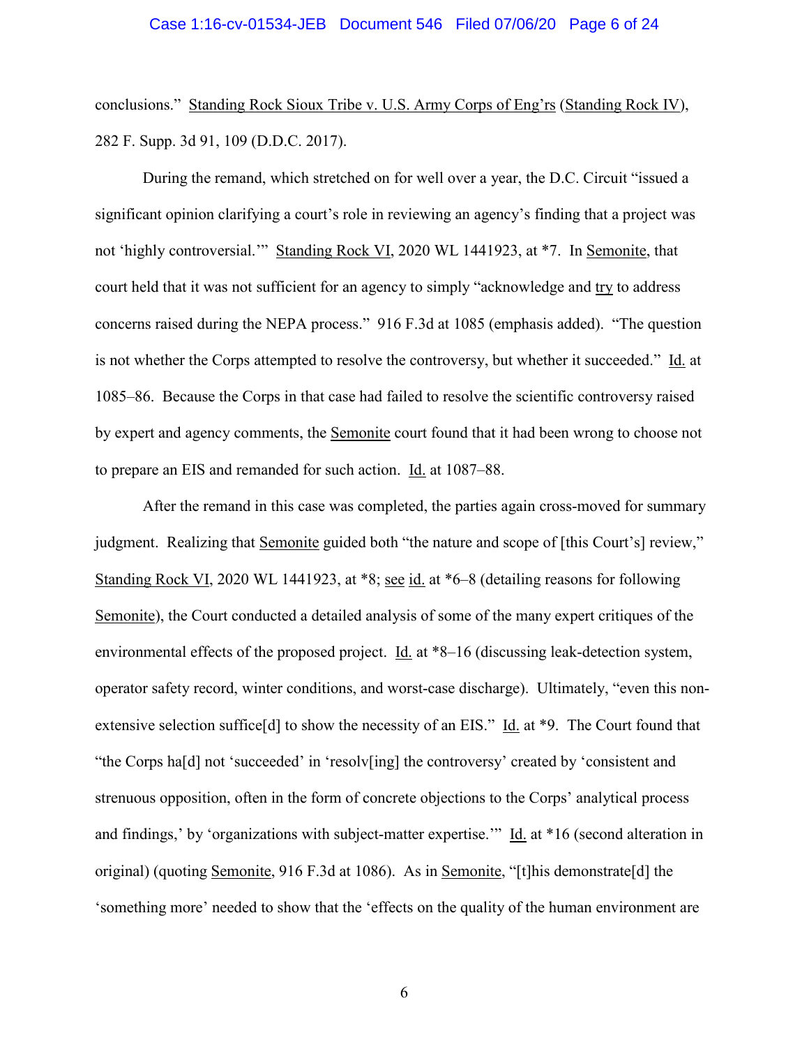conclusions." Standing Rock Sioux Tribe v. U.S. Army Corps of Eng'rs (Standing Rock IV), 282 F. Supp. 3d 91, 109 (D.D.C. 2017).

During the remand, which stretched on for well over a year, the D.C. Circuit "issued a significant opinion clarifying a court's role in reviewing an agency's finding that a project was not 'highly controversial.'" Standing Rock VI, 2020 WL 1441923, at *7. In Semonite, that court held that it was not sufficient for an agency to simply "acknowledge and try to address concerns raised during the NEPA process." 916 F.3d at 1085 (emphasis added). "The question is not whether the Corps attempted to resolve the controversy, but whether it succeeded." Id. at 1085–86. Because the Corps in that case had failed to resolve the scientific controversy raised by expert and agency comments, the Semonite court found that it had been wrong to choose not to prepare an EIS and remanded for such action. Id. at 1087–88.

After the remand in this case was completed, the parties again cross-moved for summary judgment. Realizing that Semonite guided both "the nature and scope of [this Court's] review," Standing Rock VI, 2020 WL 1441923, at *8; see id. at *6–8 (detailing reasons for following Semonite), the Court conducted a detailed analysis of some of the many expert critiques of the environmental effects of the proposed project. Id. at *8–16 (discussing leak-detection system, operator safety record, winter conditions, and worst-case discharge). Ultimately, "even this non-extensive selection suffice[d] to show the necessity of an EIS." Id. at *9. The Court found that "the Corps ha[d] not 'succeeded' in 'resolv[ing] the controversy' created by 'consistent and strenuous opposition, often in the form of concrete objections to the Corps' analytical process and findings,' by 'organizations with subject-matter expertise.'" Id. at *16 (second alteration in original) (quoting Semonite, 916 F.3d at 1086). As in Semonite, "[t]his demonstrate[d] the 'something more' needed to show that the 'effects on the quality of the human environment are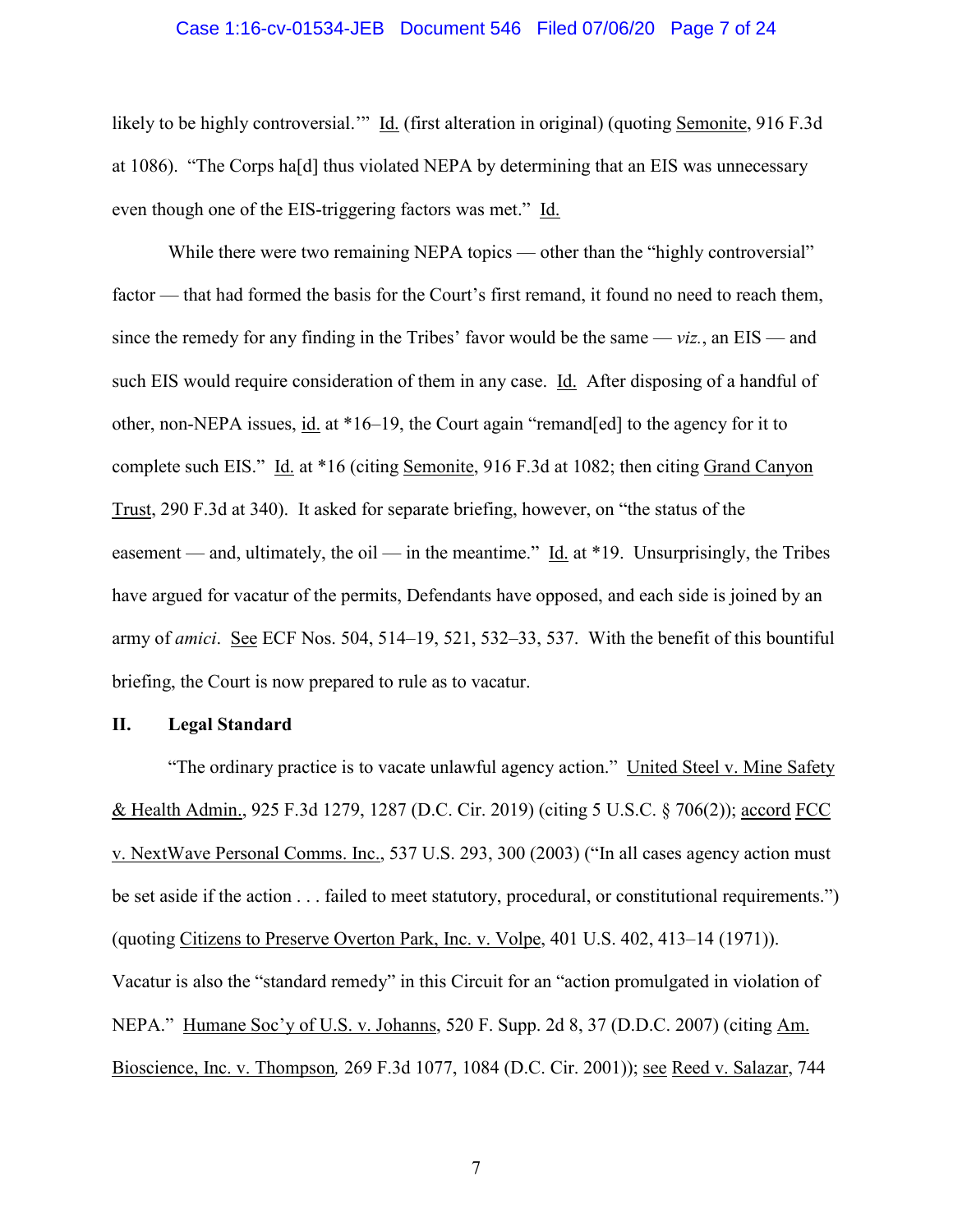likely to be highly controversial.'" Id. (first alteration in original) (quoting Semonite, 916 F.3d at 1086). "The Corps ha[d] thus violated NEPA by determining that an EIS was unnecessary even though one of the EIS-triggering factors was met." Id.

While there were two remaining NEPA topics — other than the "highly controversial" factor — that had formed the basis for the Court's first remand, it found no need to reach them, since the remedy for any finding in the Tribes' favor would be the same — *viz.*, an EIS — and such EIS would require consideration of them in any case. Id. After disposing of a handful of other, non-NEPA issues, id. at *16–19, the Court again "remand[ed] to the agency for it to complete such EIS." Id. at *16 (citing Semonite, 916 F.3d at 1082; then citing Grand Canyon Trust, 290 F.3d at 340). It asked for separate briefing, however, on "the status of the easement — and, ultimately, the oil — in the meantime." Id. at *19. Unsurprisingly, the Tribes have argued for vacatur of the permits, Defendants have opposed, and each side is joined by an army of *amici*. See ECF Nos. 504, 514–19, 521, 532–33, 537. With the benefit of this bountiful briefing, the Court is now prepared to rule as to vacatur.

## II. Legal Standard

"The ordinary practice is to vacate unlawful agency action." United Steel v. Mine Safety & Health Admin., 925 F.3d 1279, 1287 (D.C. Cir. 2019) (citing 5 U.S.C. § 706(2)); accord FCC v. NextWave Personal Comms. Inc., 537 U.S. 293, 300 (2003) ("In all cases agency action must be set aside if the action . . . failed to meet statutory, procedural, or constitutional requirements.") (quoting Citizens to Preserve Overton Park, Inc. v. Volpe, 401 U.S. 402, 413–14 (1971)). Vacatur is also the "standard remedy" in this Circuit for an "action promulgated in violation of NEPA." Humane Soc'y of U.S. v. Johanns, 520 F. Supp. 2d 8, 37 (D.D.C. 2007) (citing Am. Bioscience, Inc. v. Thompson, 269 F.3d 1077, 1084 (D.C. Cir. 2001)); see Reed v. Salazar, 744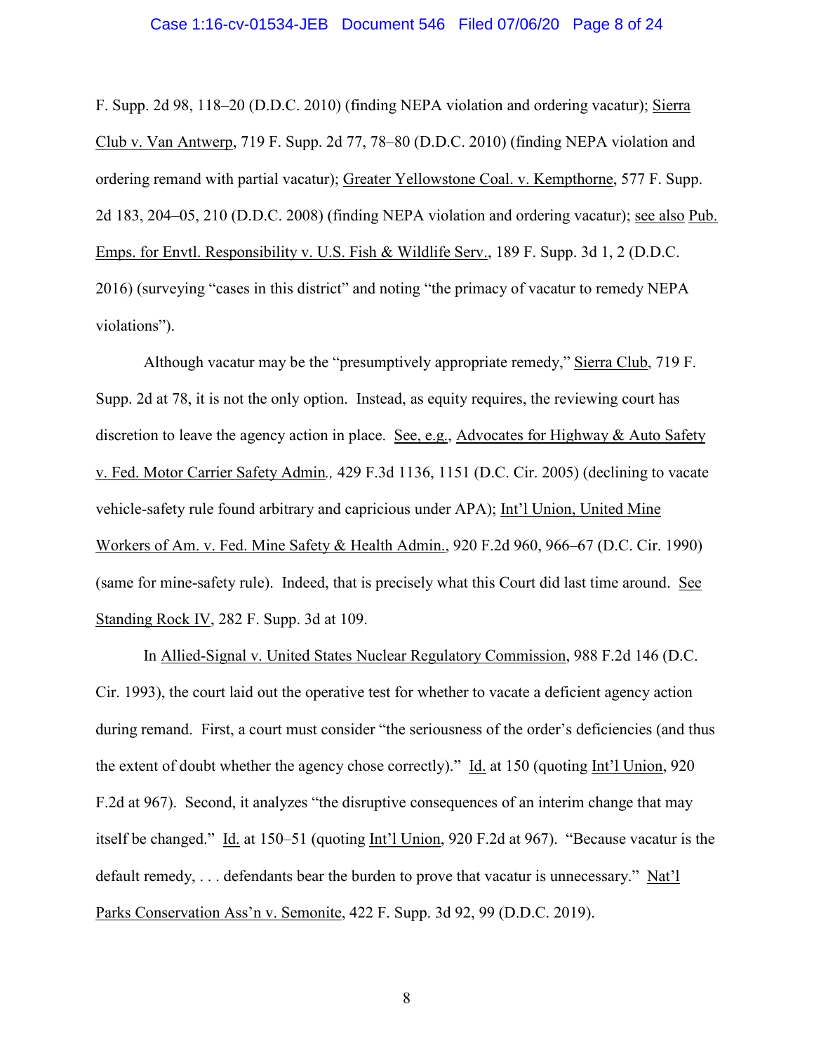F. Supp. 2d 98, 118–20 (D.D.C. 2010) (finding NEPA violation and ordering vacatur); Sierra Club v. Van Antwerp, 719 F. Supp. 2d 77, 78–80 (D.D.C. 2010) (finding NEPA violation and ordering remand with partial vacatur); Greater Yellowstone Coal. v. Kempthorne, 577 F. Supp. 2d 183, 204–05, 210 (D.D.C. 2008) (finding NEPA violation and ordering vacatur); see also Pub. Emps. for Envtl. Responsibility v. U.S. Fish & Wildlife Serv., 189 F. Supp. 3d 1, 2 (D.D.C. 2016) (surveying "cases in this district" and noting "the primacy of vacatur to remedy NEPA violations").

Although vacatur may be the "presumptively appropriate remedy," Sierra Club, 719 F. Supp. 2d at 78, it is not the only option. Instead, as equity requires, the reviewing court has discretion to leave the agency action in place. See, e.g., Advocates for Highway & Auto Safety v. Fed. Motor Carrier Safety Admin., 429 F.3d 1136, 1151 (D.C. Cir. 2005) (declining to vacate vehicle-safety rule found arbitrary and capricious under APA); Int'l Union, United Mine Workers of Am. v. Fed. Mine Safety & Health Admin., 920 F.2d 960, 966–67 (D.C. Cir. 1990) (same for mine-safety rule). Indeed, that is precisely what this Court did last time around. See Standing Rock IV, 282 F. Supp. 3d at 109.

In Allied-Signal v. United States Nuclear Regulatory Commission, 988 F.2d 146 (D.C. Cir. 1993), the court laid out the operative test for whether to vacate a deficient agency action during remand. First, a court must consider "the seriousness of the order's deficiencies (and thus the extent of doubt whether the agency chose correctly)." Id. at 150 (quoting Int'l Union, 920 F.2d at 967). Second, it analyzes "the disruptive consequences of an interim change that may itself be changed." Id. at 150–51 (quoting Int'l Union, 920 F.2d at 967). "Because vacatur is the default remedy, . . . defendants bear the burden to prove that vacatur is unnecessary." Nat'l Parks Conservation Ass'n v. Semonite, 422 F. Supp. 3d 92, 99 (D.D.C. 2019).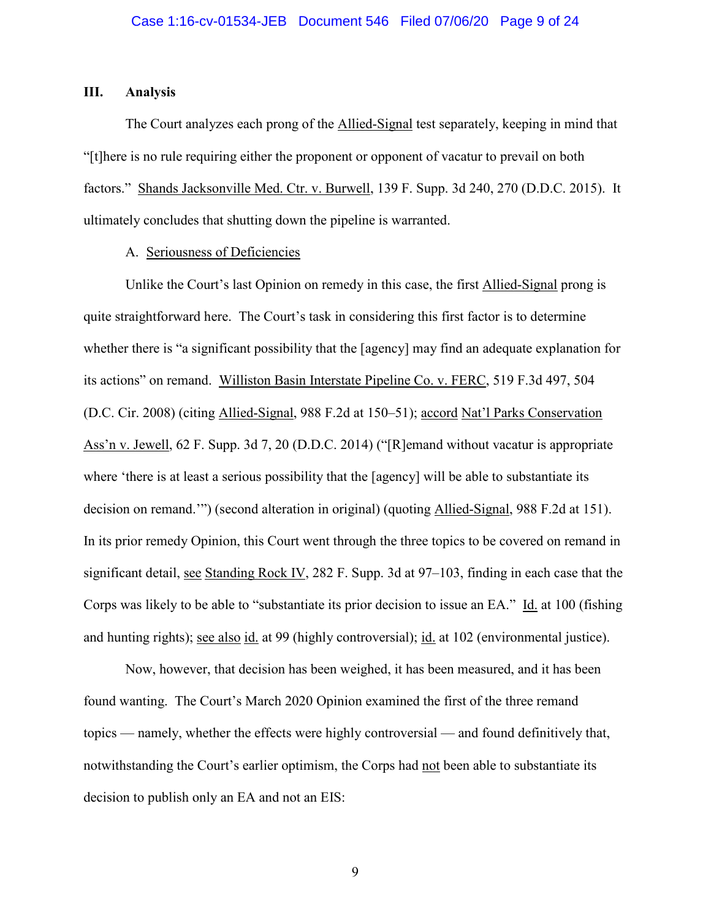## III. Analysis

The Court analyzes each prong of the Allied-Signal test separately, keeping in mind that "[t]here is no rule requiring either the proponent or opponent of vacatur to prevail on both factors." Shands Jacksonville Med. Ctr. v. Burwell, 139 F. Supp. 3d 240, 270 (D.D.C. 2015). It ultimately concludes that shutting down the pipeline is warranted.

### A. Seriousness of Deficiencies

Unlike the Court's last Opinion on remedy in this case, the first Allied-Signal prong is quite straightforward here. The Court's task in considering this first factor is to determine whether there is "a significant possibility that the [agency] may find an adequate explanation for its actions" on remand. Williston Basin Interstate Pipeline Co. v. FERC, 519 F.3d 497, 504 (D.C. Cir. 2008) (citing Allied-Signal, 988 F.2d at 150–51); accord Nat'l Parks Conservation Ass'n v. Jewell, 62 F. Supp. 3d 7, 20 (D.D.C. 2014) ("[R]emand without vacatur is appropriate where 'there is at least a serious possibility that the [agency] will be able to substantiate its decision on remand.'") (second alteration in original) (quoting Allied-Signal, 988 F.2d at 151). In its prior remedy Opinion, this Court went through the three topics to be covered on remand in significant detail, see Standing Rock IV, 282 F. Supp. 3d at 97–103, finding in each case that the Corps was likely to be able to "substantiate its prior decision to issue an EA." Id. at 100 (fishing and hunting rights); see also id. at 99 (highly controversial); id. at 102 (environmental justice).

Now, however, that decision has been weighed, it has been measured, and it has been found wanting. The Court's March 2020 Opinion examined the first of the three remand topics — namely, whether the effects were highly controversial — and found definitively that, notwithstanding the Court's earlier optimism, the Corps had not been able to substantiate its decision to publish only an EA and not an EIS: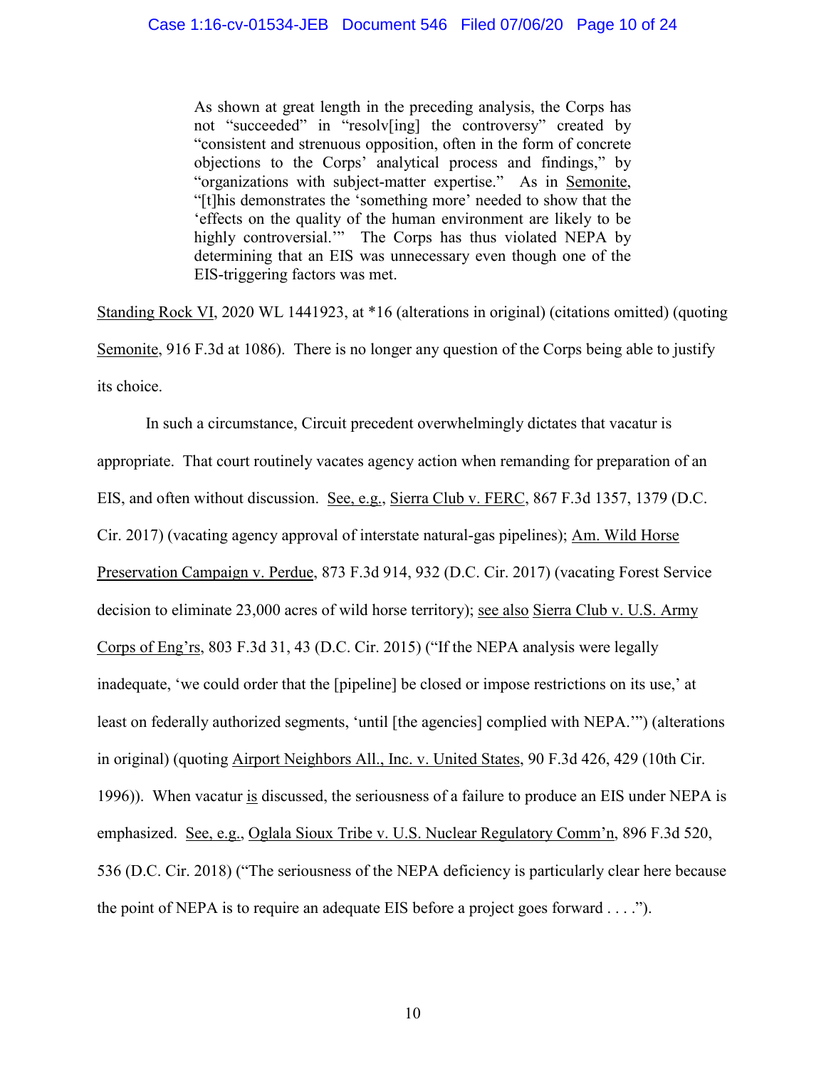> As shown at great length in the preceding analysis, the Corps has not "succeeded" in "resolv[ing] the controversy" created by "consistent and strenuous opposition, often in the form of concrete objections to the Corps' analytical process and findings," by "organizations with subject-matter expertise." As in Semonite, "[t]his demonstrates the 'something more' needed to show that the 'effects on the quality of the human environment are likely to be highly controversial.'" The Corps has thus violated NEPA by determining that an EIS was unnecessary even though one of the EIS-triggering factors was met.

Standing Rock VI, 2020 WL 1441923, at *16 (alterations in original) (citations omitted) (quoting Semonite, 916 F.3d at 1086). There is no longer any question of the Corps being able to justify its choice.

In such a circumstance, Circuit precedent overwhelmingly dictates that vacatur is appropriate. That court routinely vacates agency action when remanding for preparation of an EIS, and often without discussion. See, e.g., Sierra Club v. FERC, 867 F.3d 1357, 1379 (D.C. Cir. 2017) (vacating agency approval of interstate natural-gas pipelines); Am. Wild Horse Preservation Campaign v. Perdue, 873 F.3d 914, 932 (D.C. Cir. 2017) (vacating Forest Service decision to eliminate 23,000 acres of wild horse territory); see also Sierra Club v. U.S. Army Corps of Eng'rs, 803 F.3d 31, 43 (D.C. Cir. 2015) ("If the NEPA analysis were legally inadequate, 'we could order that the [pipeline] be closed or impose restrictions on its use,' at least on federally authorized segments, 'until [the agencies] complied with NEPA.'") (alterations in original) (quoting Airport Neighbors All., Inc. v. United States, 90 F.3d 426, 429 (10th Cir. 1996)). When vacatur is discussed, the seriousness of a failure to produce an EIS under NEPA is emphasized. See, e.g., Oglala Sioux Tribe v. U.S. Nuclear Regulatory Comm'n, 896 F.3d 520, 536 (D.C. Cir. 2018) ("The seriousness of the NEPA deficiency is particularly clear here because the point of NEPA is to require an adequate EIS before a project goes forward . . . .").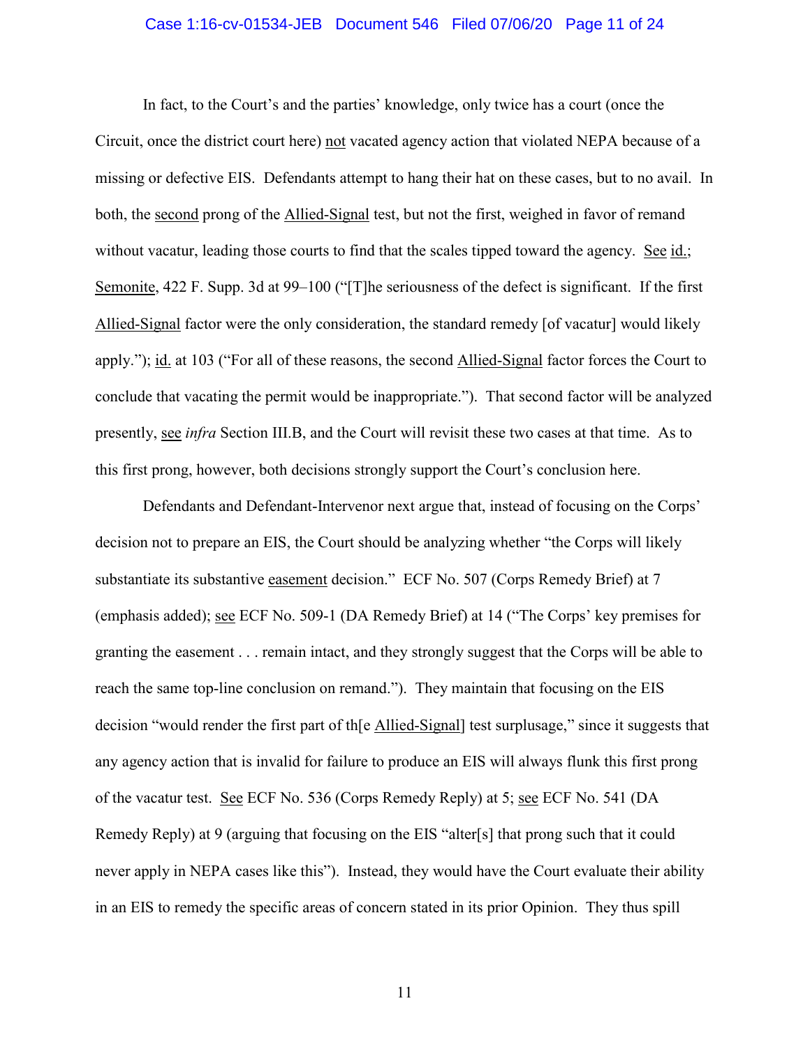In fact, to the Court's and the parties' knowledge, only twice has a court (once the Circuit, once the district court here) not vacated agency action that violated NEPA because of a missing or defective EIS. Defendants attempt to hang their hat on these cases, but to no avail. In both, the second prong of the Allied-Signal test, but not the first, weighed in favor of remand without vacatur, leading those courts to find that the scales tipped toward the agency. See id.; Semonite, 422 F. Supp. 3d at 99–100 ("[T]he seriousness of the defect is significant. If the first Allied-Signal factor were the only consideration, the standard remedy [of vacatur] would likely apply."); id. at 103 ("For all of these reasons, the second Allied-Signal factor forces the Court to conclude that vacating the permit would be inappropriate."). That second factor will be analyzed presently, see *infra* Section III.B, and the Court will revisit these two cases at that time. As to this first prong, however, both decisions strongly support the Court's conclusion here.

Defendants and Defendant-Intervenor next argue that, instead of focusing on the Corps' decision not to prepare an EIS, the Court should be analyzing whether "the Corps will likely substantiate its substantive easement decision." ECF No. 507 (Corps Remedy Brief) at 7 (emphasis added); see ECF No. 509-1 (DA Remedy Brief) at 14 ("The Corps' key premises for granting the easement . . . remain intact, and they strongly suggest that the Corps will be able to reach the same top-line conclusion on remand."). They maintain that focusing on the EIS decision "would render the first part of th[e Allied-Signal] test surplusage," since it suggests that any agency action that is invalid for failure to produce an EIS will always flunk this first prong of the vacatur test. See ECF No. 536 (Corps Remedy Reply) at 5; see ECF No. 541 (DA Remedy Reply) at 9 (arguing that focusing on the EIS "alter[s] that prong such that it could never apply in NEPA cases like this"). Instead, they would have the Court evaluate their ability in an EIS to remedy the specific areas of concern stated in its prior Opinion. They thus spill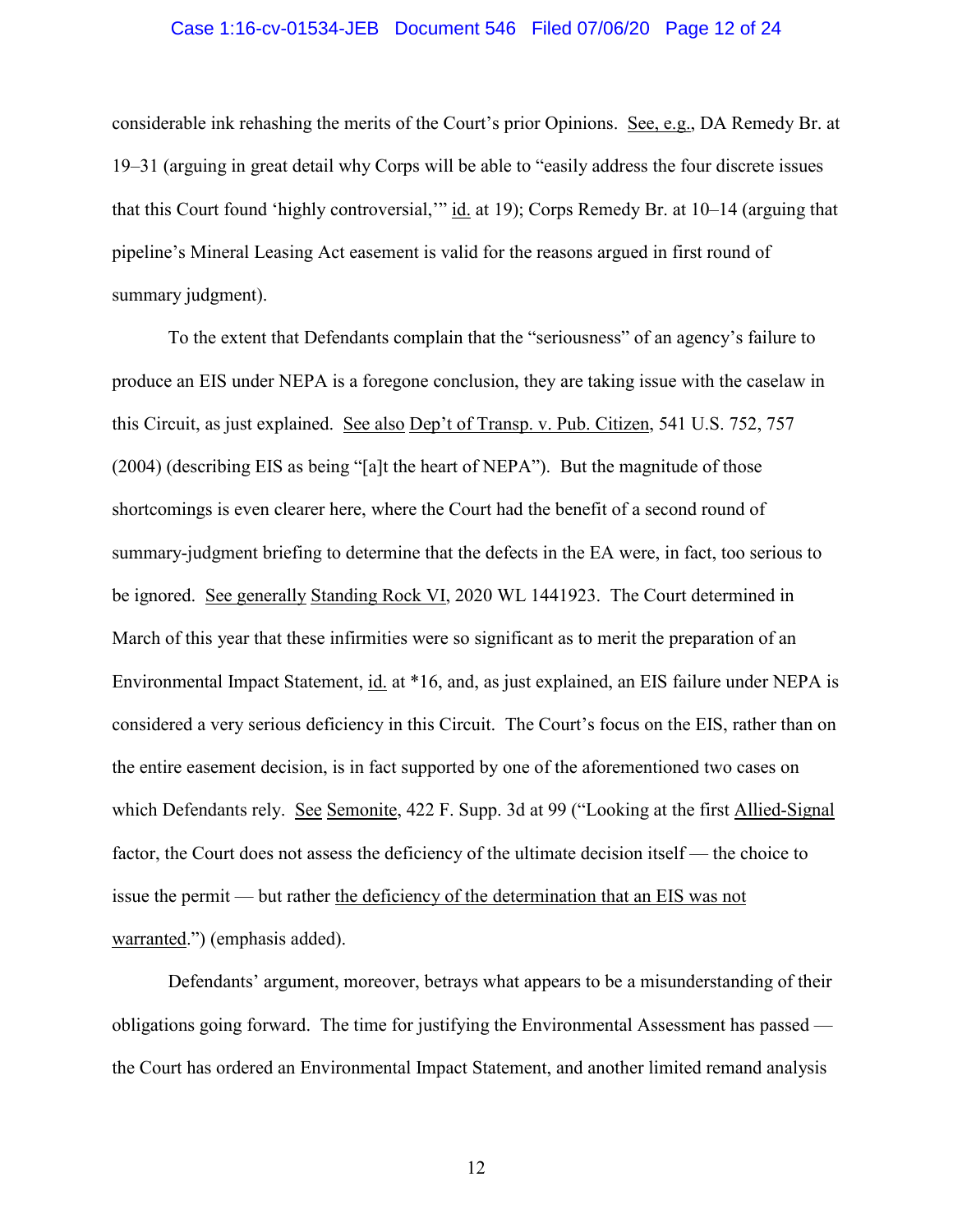considerable ink rehashing the merits of the Court's prior Opinions. See, e.g., DA Remedy Br. at 19–31 (arguing in great detail why Corps will be able to "easily address the four discrete issues that this Court found 'highly controversial,'" id. at 19); Corps Remedy Br. at 10–14 (arguing that pipeline's Mineral Leasing Act easement is valid for the reasons argued in first round of summary judgment).

To the extent that Defendants complain that the "seriousness" of an agency's failure to produce an EIS under NEPA is a foregone conclusion, they are taking issue with the caselaw in this Circuit, as just explained. See also Dep't of Transp. v. Pub. Citizen, 541 U.S. 752, 757 (2004) (describing EIS as being "[a]t the heart of NEPA"). But the magnitude of those shortcomings is even clearer here, where the Court had the benefit of a second round of summary-judgment briefing to determine that the defects in the EA were, in fact, too serious to be ignored. See generally Standing Rock VI, 2020 WL 1441923. The Court determined in March of this year that these infirmities were so significant as to merit the preparation of an Environmental Impact Statement, id. at *16, and, as just explained, an EIS failure under NEPA is considered a very serious deficiency in this Circuit. The Court's focus on the EIS, rather than on the entire easement decision, is in fact supported by one of the aforementioned two cases on which Defendants rely. See Semonite, 422 F. Supp. 3d at 99 ("Looking at the first Allied-Signal factor, the Court does not assess the deficiency of the ultimate decision itself — the choice to issue the permit — but rather the deficiency of the determination that an EIS was not warranted.") (emphasis added).

Defendants' argument, moreover, betrays what appears to be a misunderstanding of their obligations going forward. The time for justifying the Environmental Assessment has passed — the Court has ordered an Environmental Impact Statement, and another limited remand analysis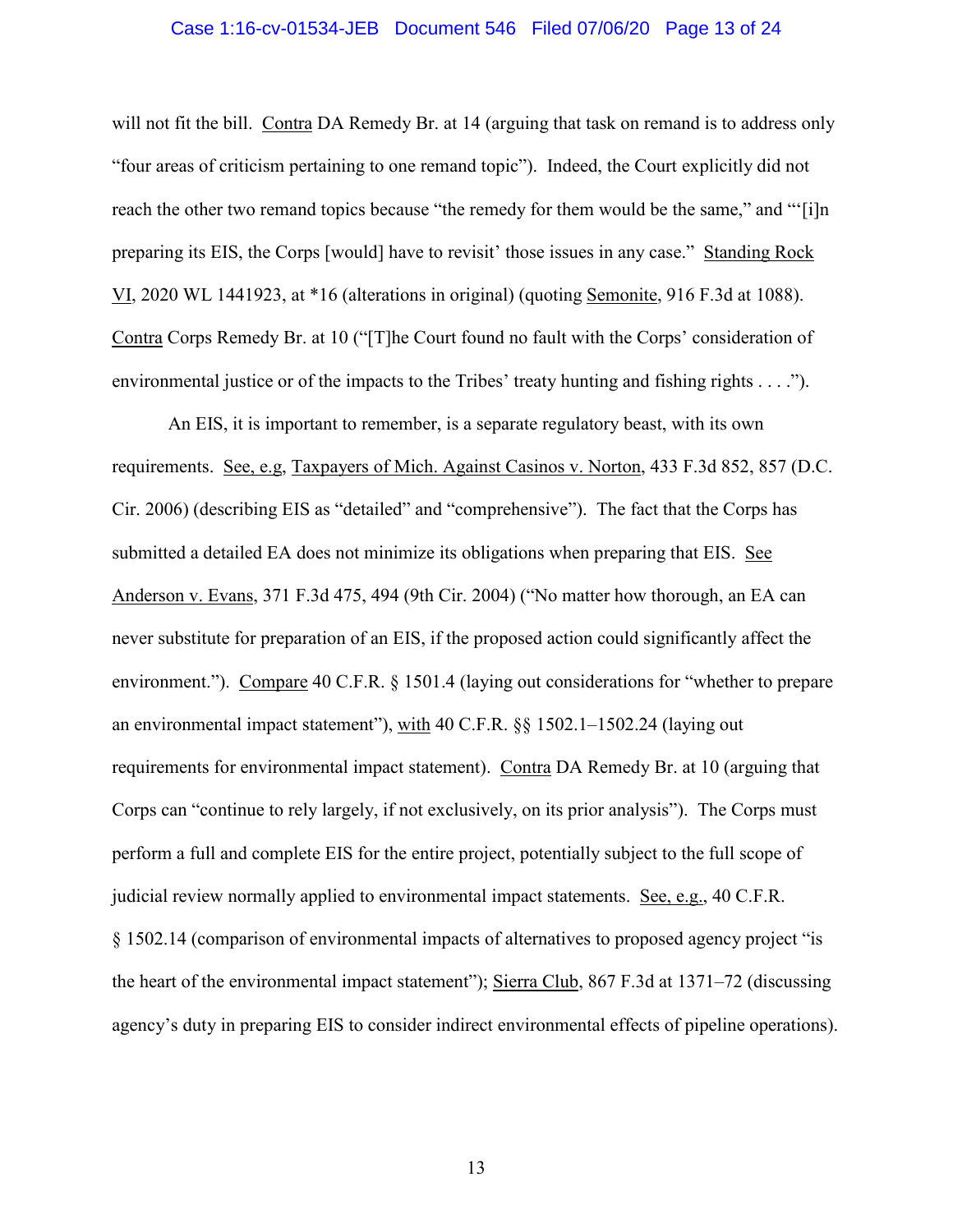will not fit the bill. Contra DA Remedy Br. at 14 (arguing that task on remand is to address only "four areas of criticism pertaining to one remand topic"). Indeed, the Court explicitly did not reach the other two remand topics because "the remedy for them would be the same," and "'[i]n preparing its EIS, the Corps [would] have to revisit' those issues in any case." Standing Rock VI, 2020 WL 1441923, at *16 (alterations in original) (quoting Semonite, 916 F.3d at 1088). Contra Corps Remedy Br. at 10 ("[T]he Court found no fault with the Corps' consideration of environmental justice or of the impacts to the Tribes' treaty hunting and fishing rights . . . .").

An EIS, it is important to remember, is a separate regulatory beast, with its own requirements. See, e.g, Taxpayers of Mich. Against Casinos v. Norton, 433 F.3d 852, 857 (D.C. Cir. 2006) (describing EIS as "detailed" and "comprehensive"). The fact that the Corps has submitted a detailed EA does not minimize its obligations when preparing that EIS. See Anderson v. Evans, 371 F.3d 475, 494 (9th Cir. 2004) ("No matter how thorough, an EA can never substitute for preparation of an EIS, if the proposed action could significantly affect the environment."). Compare 40 C.F.R. § 1501.4 (laying out considerations for "whether to prepare an environmental impact statement"), with 40 C.F.R. §§ 1502.1–1502.24 (laying out requirements for environmental impact statement). Contra DA Remedy Br. at 10 (arguing that Corps can "continue to rely largely, if not exclusively, on its prior analysis"). The Corps must perform a full and complete EIS for the entire project, potentially subject to the full scope of judicial review normally applied to environmental impact statements. See, e.g., 40 C.F.R. § 1502.14 (comparison of environmental impacts of alternatives to proposed agency project "is the heart of the environmental impact statement"); Sierra Club, 867 F.3d at 1371–72 (discussing agency's duty in preparing EIS to consider indirect environmental effects of pipeline operations).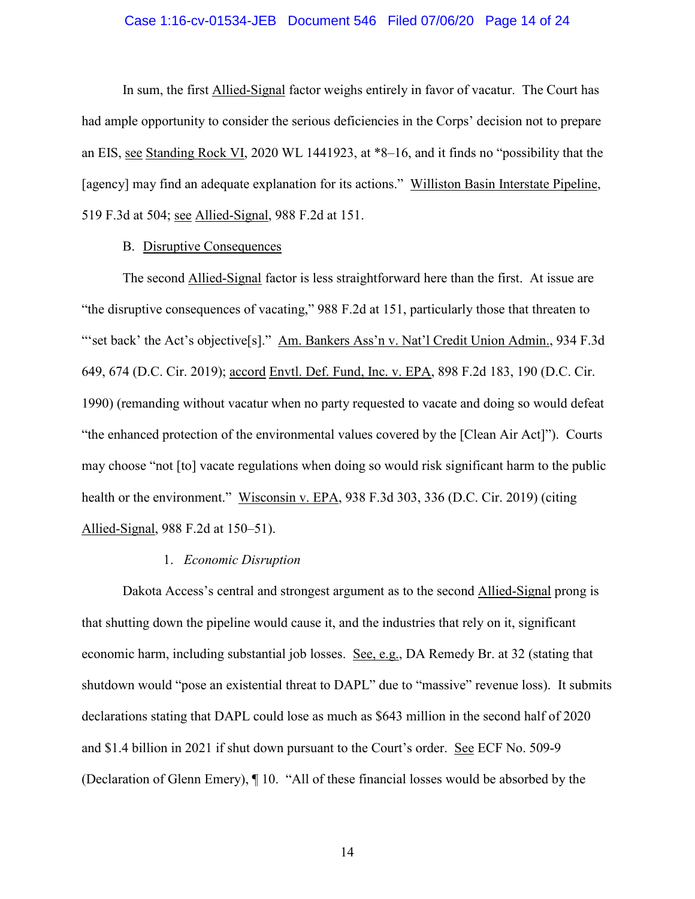In sum, the first Allied-Signal factor weighs entirely in favor of vacatur. The Court has had ample opportunity to consider the serious deficiencies in the Corps' decision not to prepare an EIS, see Standing Rock VI, 2020 WL 1441923, at *8–16, and it finds no "possibility that the [agency] may find an adequate explanation for its actions." Williston Basin Interstate Pipeline, 519 F.3d at 504; see Allied-Signal, 988 F.2d at 151.

B. Disruptive Consequences

The second Allied-Signal factor is less straightforward here than the first. At issue are "the disruptive consequences of vacating," 988 F.2d at 151, particularly those that threaten to "'set back' the Act's objective[s]." Am. Bankers Ass'n v. Nat'l Credit Union Admin., 934 F.3d 649, 674 (D.C. Cir. 2019); accord Envtl. Def. Fund, Inc. v. EPA, 898 F.2d 183, 190 (D.C. Cir. 1990) (remanding without vacatur when no party requested to vacate and doing so would defeat "the enhanced protection of the environmental values covered by the [Clean Air Act]"). Courts may choose "not [to] vacate regulations when doing so would risk significant harm to the public health or the environment." Wisconsin v. EPA, 938 F.3d 303, 336 (D.C. Cir. 2019) (citing Allied-Signal, 988 F.2d at 150–51).

1. *Economic Disruption*

Dakota Access's central and strongest argument as to the second Allied-Signal prong is that shutting down the pipeline would cause it, and the industries that rely on it, significant economic harm, including substantial job losses. See, e.g., DA Remedy Br. at 32 (stating that shutdown would "pose an existential threat to DAPL" due to "massive" revenue loss). It submits declarations stating that DAPL could lose as much as $643 million in the second half of 2020 and $1.4 billion in 2021 if shut down pursuant to the Court's order. See ECF No. 509-9 (Declaration of Glenn Emery), ¶ 10. "All of these financial losses would be absorbed by the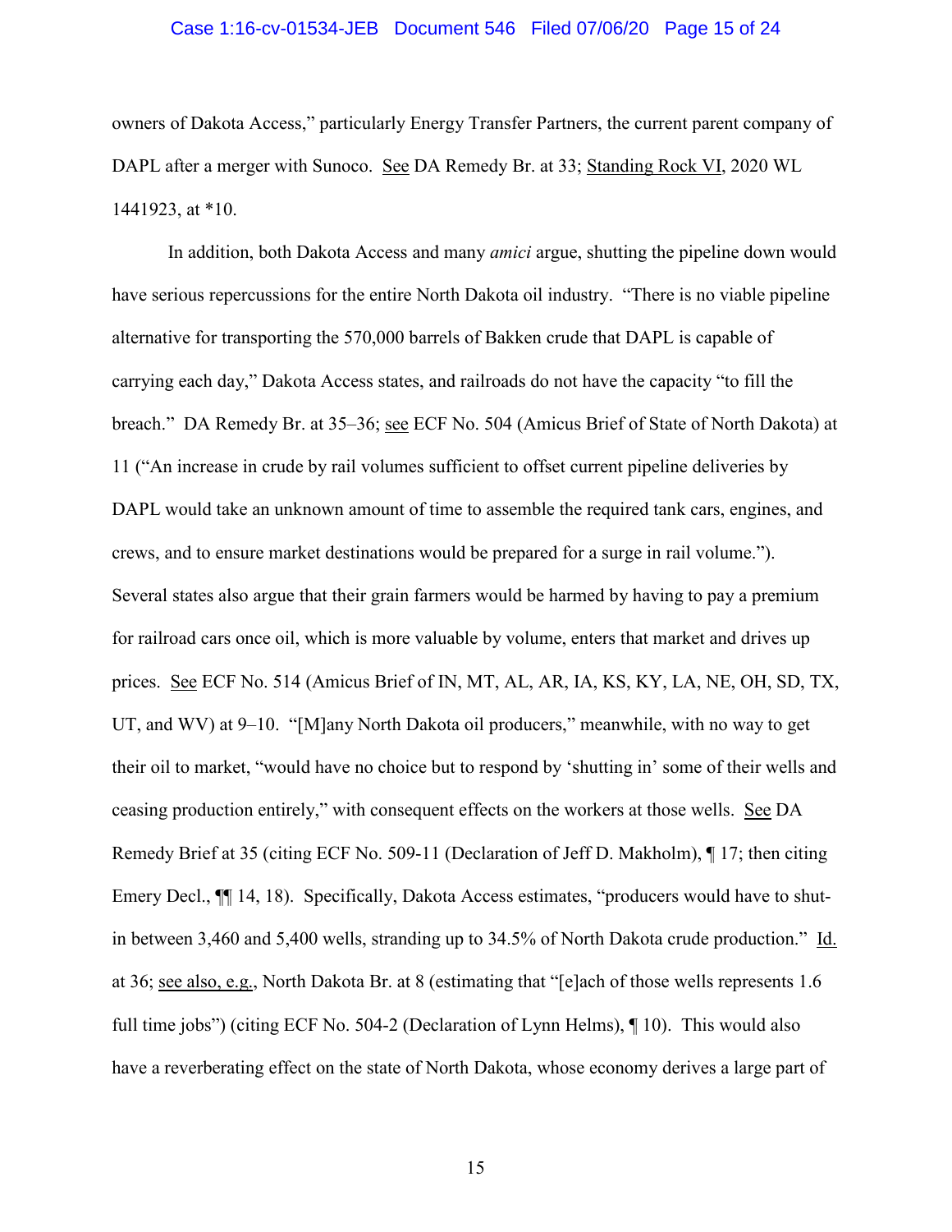owners of Dakota Access," particularly Energy Transfer Partners, the current parent company of DAPL after a merger with Sunoco. See DA Remedy Br. at 33; Standing Rock VI, 2020 WL 1441923, at *10.

In addition, both Dakota Access and many *amici* argue, shutting the pipeline down would have serious repercussions for the entire North Dakota oil industry. "There is no viable pipeline alternative for transporting the 570,000 barrels of Bakken crude that DAPL is capable of carrying each day," Dakota Access states, and railroads do not have the capacity "to fill the breach." DA Remedy Br. at 35–36; see ECF No. 504 (Amicus Brief of State of North Dakota) at 11 ("An increase in crude by rail volumes sufficient to offset current pipeline deliveries by DAPL would take an unknown amount of time to assemble the required tank cars, engines, and crews, and to ensure market destinations would be prepared for a surge in rail volume."). Several states also argue that their grain farmers would be harmed by having to pay a premium for railroad cars once oil, which is more valuable by volume, enters that market and drives up prices. See ECF No. 514 (Amicus Brief of IN, MT, AL, AR, IA, KS, KY, LA, NE, OH, SD, TX, UT, and WV) at 9–10. "[M]any North Dakota oil producers," meanwhile, with no way to get their oil to market, "would have no choice but to respond by 'shutting in' some of their wells and ceasing production entirely," with consequent effects on the workers at those wells. See DA Remedy Brief at 35 (citing ECF No. 509-11 (Declaration of Jeff D. Makholm), ¶ 17; then citing Emery Decl., ¶¶ 14, 18). Specifically, Dakota Access estimates, "producers would have to shut-in between 3,460 and 5,400 wells, stranding up to 34.5% of North Dakota crude production." Id. at 36; see also, e.g., North Dakota Br. at 8 (estimating that "[e]ach of those wells represents 1.6 full time jobs") (citing ECF No. 504-2 (Declaration of Lynn Helms), ¶ 10). This would also have a reverberating effect on the state of North Dakota, whose economy derives a large part of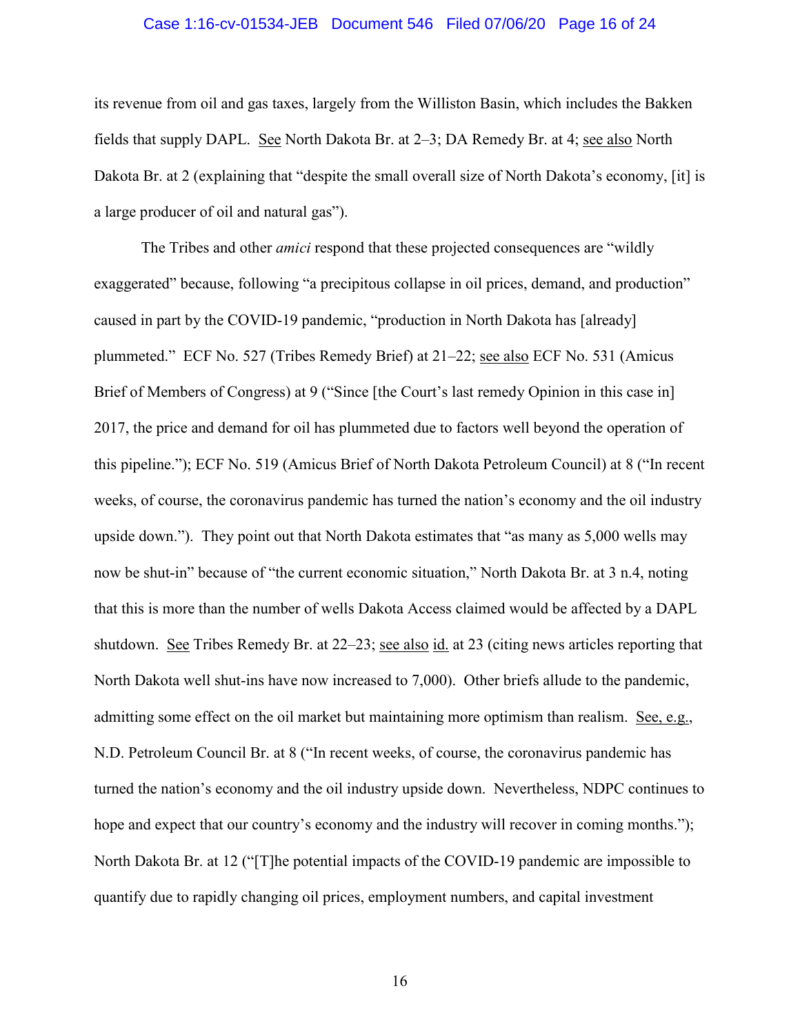its revenue from oil and gas taxes, largely from the Williston Basin, which includes the Bakken fields that supply DAPL. See North Dakota Br. at 2–3; DA Remedy Br. at 4; see also North Dakota Br. at 2 (explaining that "despite the small overall size of North Dakota's economy, [it] is a large producer of oil and natural gas").

The Tribes and other *amici* respond that these projected consequences are "wildly exaggerated" because, following "a precipitous collapse in oil prices, demand, and production" caused in part by the COVID-19 pandemic, "production in North Dakota has [already] plummeted." ECF No. 527 (Tribes Remedy Brief) at 21–22; see also ECF No. 531 (Amicus Brief of Members of Congress) at 9 ("Since [the Court's last remedy Opinion in this case in] 2017, the price and demand for oil has plummeted due to factors well beyond the operation of this pipeline."); ECF No. 519 (Amicus Brief of North Dakota Petroleum Council) at 8 ("In recent weeks, of course, the coronavirus pandemic has turned the nation's economy and the oil industry upside down."). They point out that North Dakota estimates that "as many as 5,000 wells may now be shut-in" because of "the current economic situation," North Dakota Br. at 3 n.4, noting that this is more than the number of wells Dakota Access claimed would be affected by a DAPL shutdown. See Tribes Remedy Br. at 22–23; see also id. at 23 (citing news articles reporting that North Dakota well shut-ins have now increased to 7,000). Other briefs allude to the pandemic, admitting some effect on the oil market but maintaining more optimism than realism. See, e.g., N.D. Petroleum Council Br. at 8 ("In recent weeks, of course, the coronavirus pandemic has turned the nation's economy and the oil industry upside down. Nevertheless, NDPC continues to hope and expect that our country's economy and the industry will recover in coming months."); North Dakota Br. at 12 ("[T]he potential impacts of the COVID-19 pandemic are impossible to quantify due to rapidly changing oil prices, employment numbers, and capital investment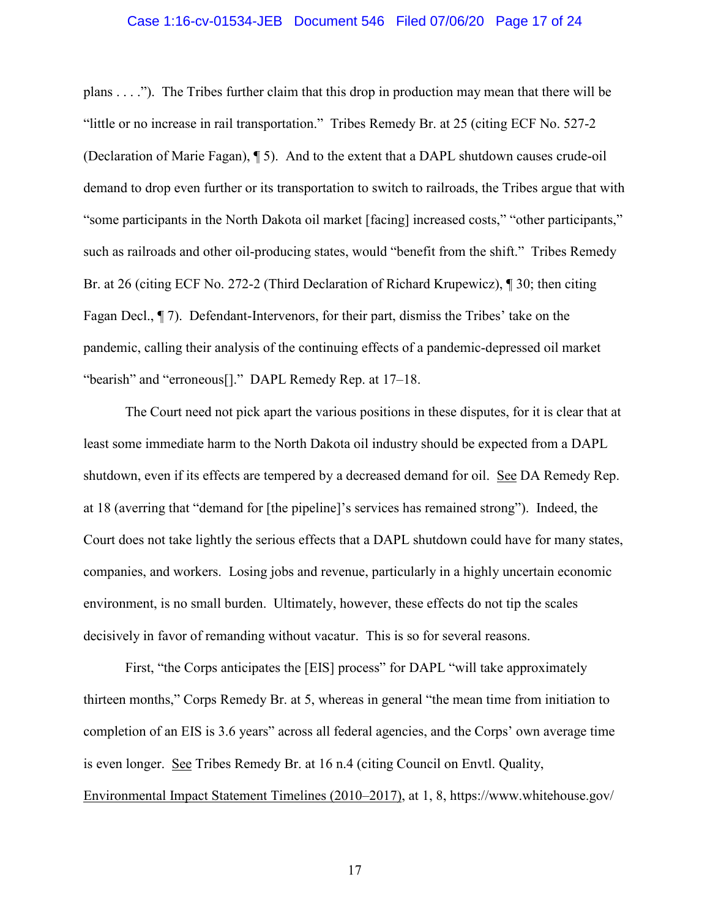plans . . . ."). The Tribes further claim that this drop in production may mean that there will be "little or no increase in rail transportation." Tribes Remedy Br. at 25 (citing ECF No. 527-2 (Declaration of Marie Fagan), ¶ 5). And to the extent that a DAPL shutdown causes crude-oil demand to drop even further or its transportation to switch to railroads, the Tribes argue that with "some participants in the North Dakota oil market [facing] increased costs," "other participants," such as railroads and other oil-producing states, would "benefit from the shift." Tribes Remedy Br. at 26 (citing ECF No. 272-2 (Third Declaration of Richard Krupewicz), ¶ 30; then citing Fagan Decl., ¶ 7). Defendant-Intervenors, for their part, dismiss the Tribes' take on the pandemic, calling their analysis of the continuing effects of a pandemic-depressed oil market "bearish" and "erroneous[]." DAPL Remedy Rep. at 17–18.

The Court need not pick apart the various positions in these disputes, for it is clear that at least some immediate harm to the North Dakota oil industry should be expected from a DAPL shutdown, even if its effects are tempered by a decreased demand for oil. See DA Remedy Rep. at 18 (averring that "demand for [the pipeline]'s services has remained strong"). Indeed, the Court does not take lightly the serious effects that a DAPL shutdown could have for many states, companies, and workers. Losing jobs and revenue, particularly in a highly uncertain economic environment, is no small burden. Ultimately, however, these effects do not tip the scales decisively in favor of remanding without vacatur. This is so for several reasons.

First, "the Corps anticipates the [EIS] process" for DAPL "will take approximately thirteen months," Corps Remedy Br. at 5, whereas in general "the mean time from initiation to completion of an EIS is 3.6 years" across all federal agencies, and the Corps' own average time is even longer. See Tribes Remedy Br. at 16 n.4 (citing Council on Envtl. Quality, Environmental Impact Statement Timelines (2010–2017), at 1, 8, https://www.whitehouse.gov/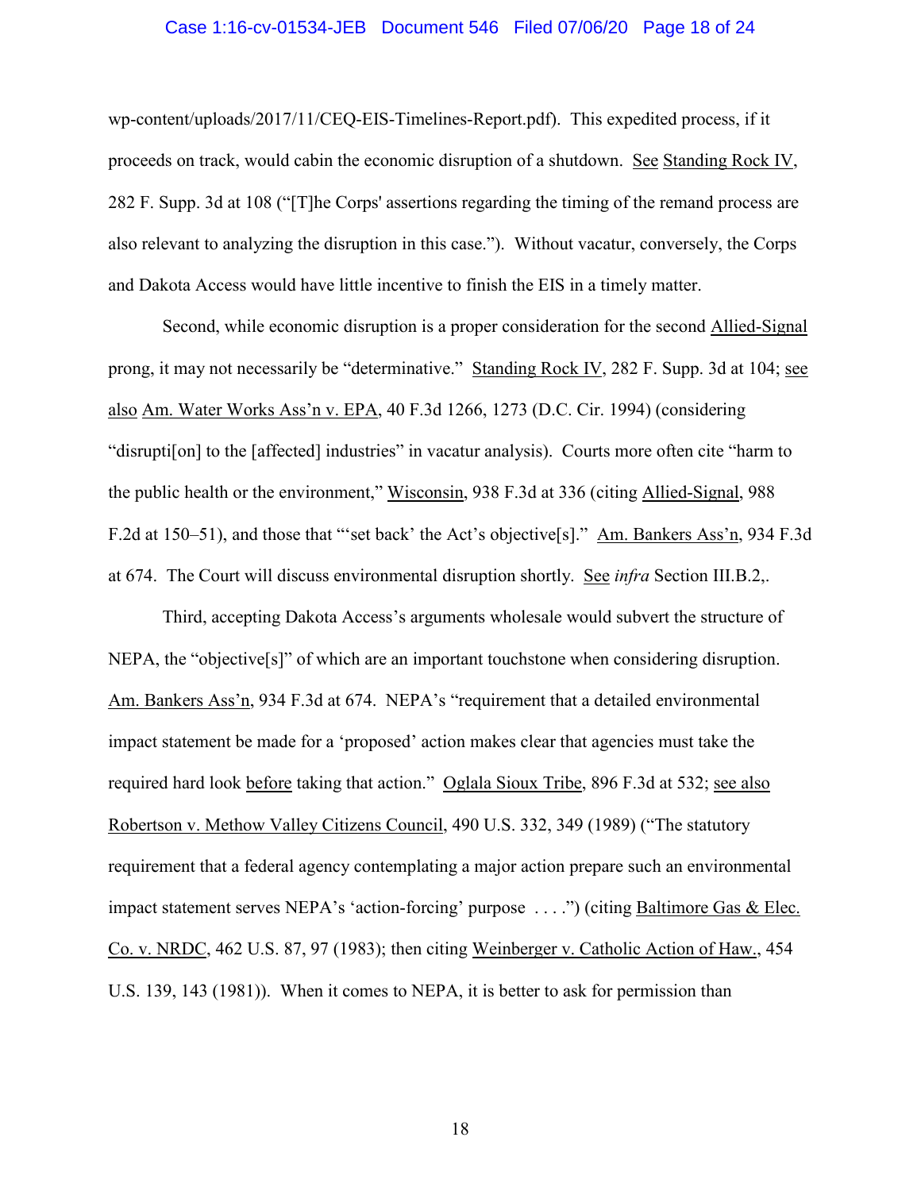wp-content/uploads/2017/11/CEQ-EIS-Timelines-Report.pdf). This expedited process, if it proceeds on track, would cabin the economic disruption of a shutdown. See Standing Rock IV, 282 F. Supp. 3d at 108 ("[T]he Corps' assertions regarding the timing of the remand process are also relevant to analyzing the disruption in this case."). Without vacatur, conversely, the Corps and Dakota Access would have little incentive to finish the EIS in a timely matter.

Second, while economic disruption is a proper consideration for the second Allied-Signal prong, it may not necessarily be "determinative." Standing Rock IV, 282 F. Supp. 3d at 104; see also Am. Water Works Ass'n v. EPA, 40 F.3d 1266, 1273 (D.C. Cir. 1994) (considering "disrupti[on] to the [affected] industries" in vacatur analysis). Courts more often cite "harm to the public health or the environment," Wisconsin, 938 F.3d at 336 (citing Allied-Signal, 988 F.2d at 150–51), and those that "'set back' the Act's objective[s]." Am. Bankers Ass'n, 934 F.3d at 674. The Court will discuss environmental disruption shortly. See *infra* Section III.B.2,.

Third, accepting Dakota Access's arguments wholesale would subvert the structure of NEPA, the "objective[s]" of which are an important touchstone when considering disruption. Am. Bankers Ass'n, 934 F.3d at 674. NEPA's "requirement that a detailed environmental impact statement be made for a 'proposed' action makes clear that agencies must take the required hard look before taking that action." Oglala Sioux Tribe, 896 F.3d at 532; see also Robertson v. Methow Valley Citizens Council, 490 U.S. 332, 349 (1989) ("The statutory requirement that a federal agency contemplating a major action prepare such an environmental impact statement serves NEPA's 'action-forcing' purpose . . . .") (citing Baltimore Gas & Elec. Co. v. NRDC, 462 U.S. 87, 97 (1983); then citing Weinberger v. Catholic Action of Haw., 454 U.S. 139, 143 (1981)). When it comes to NEPA, it is better to ask for permission than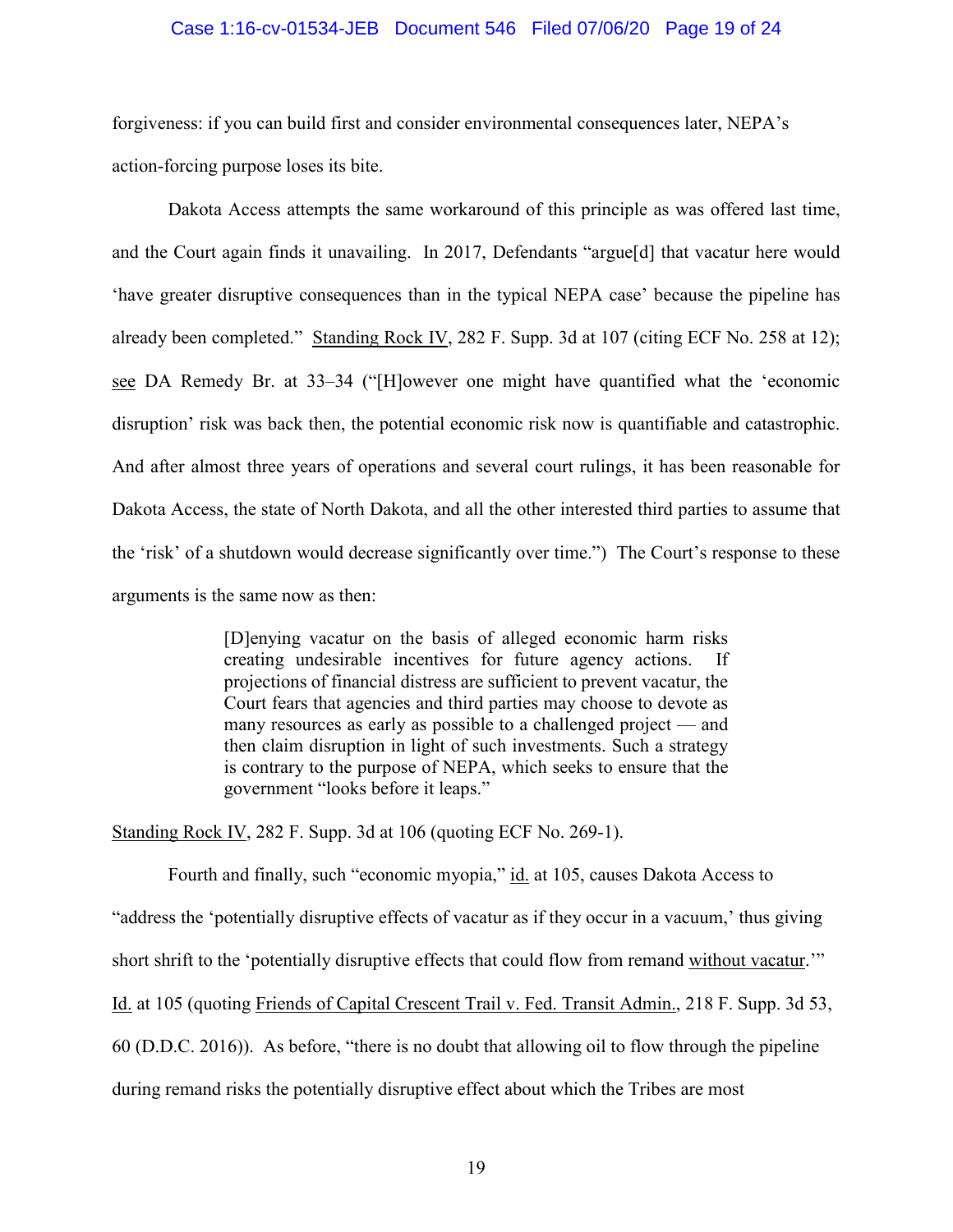forgiveness: if you can build first and consider environmental consequences later, NEPA's action-forcing purpose loses its bite.

Dakota Access attempts the same workaround of this principle as was offered last time, and the Court again finds it unavailing. In 2017, Defendants "argue[d] that vacatur here would 'have greater disruptive consequences than in the typical NEPA case' because the pipeline has already been completed." Standing Rock IV, 282 F. Supp. 3d at 107 (citing ECF No. 258 at 12); see DA Remedy Br. at 33–34 ("[H]owever one might have quantified what the 'economic disruption' risk was back then, the potential economic risk now is quantifiable and catastrophic. And after almost three years of operations and several court rulings, it has been reasonable for Dakota Access, the state of North Dakota, and all the other interested third parties to assume that the 'risk' of a shutdown would decrease significantly over time.") The Court's response to these arguments is the same now as then:

> [D]enying vacatur on the basis of alleged economic harm risks creating undesirable incentives for future agency actions. If projections of financial distress are sufficient to prevent vacatur, the Court fears that agencies and third parties may choose to devote as many resources as early as possible to a challenged project — and then claim disruption in light of such investments. Such a strategy is contrary to the purpose of NEPA, which seeks to ensure that the government "looks before it leaps."

Standing Rock IV, 282 F. Supp. 3d at 106 (quoting ECF No. 269-1).

Fourth and finally, such "economic myopia," id. at 105, causes Dakota Access to "address the 'potentially disruptive effects of vacatur as if they occur in a vacuum,' thus giving short shrift to the 'potentially disruptive effects that could flow from remand without vacatur.'" Id. at 105 (quoting Friends of Capital Crescent Trail v. Fed. Transit Admin., 218 F. Supp. 3d 53, 60 (D.D.C. 2016)). As before, "there is no doubt that allowing oil to flow through the pipeline during remand risks the potentially disruptive effect about which the Tribes are most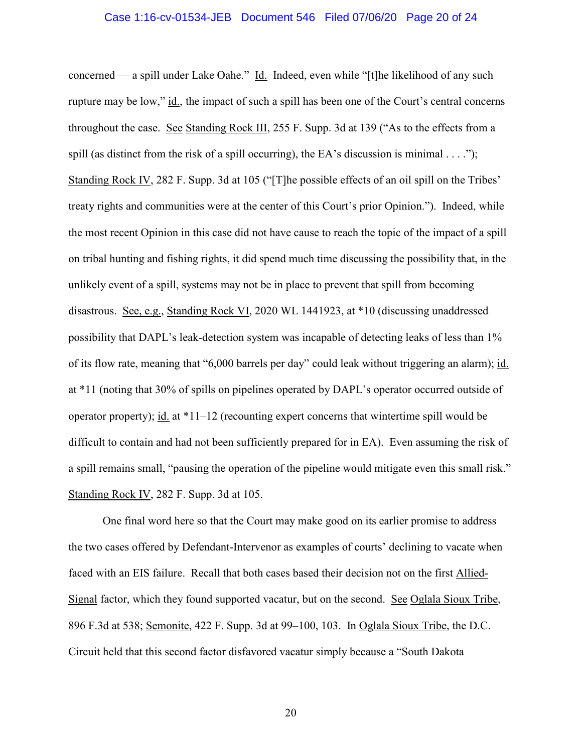concerned — a spill under Lake Oahe." Id. Indeed, even while "[t]he likelihood of any such rupture may be low," id., the impact of such a spill has been one of the Court's central concerns throughout the case. See Standing Rock III, 255 F. Supp. 3d at 139 ("As to the effects from a spill (as distinct from the risk of a spill occurring), the EA's discussion is minimal . . . ."); Standing Rock IV, 282 F. Supp. 3d at 105 ("[T]he possible effects of an oil spill on the Tribes' treaty rights and communities were at the center of this Court's prior Opinion."). Indeed, while the most recent Opinion in this case did not have cause to reach the topic of the impact of a spill on tribal hunting and fishing rights, it did spend much time discussing the possibility that, in the unlikely event of a spill, systems may not be in place to prevent that spill from becoming disastrous. See, e.g., Standing Rock VI, 2020 WL 1441923, at *10 (discussing unaddressed possibility that DAPL's leak-detection system was incapable of detecting leaks of less than 1% of its flow rate, meaning that "6,000 barrels per day" could leak without triggering an alarm); id. at *11 (noting that 30% of spills on pipelines operated by DAPL's operator occurred outside of operator property); id. at *11–12 (recounting expert concerns that wintertime spill would be difficult to contain and had not been sufficiently prepared for in EA). Even assuming the risk of a spill remains small, "pausing the operation of the pipeline would mitigate even this small risk." Standing Rock IV, 282 F. Supp. 3d at 105.

One final word here so that the Court may make good on its earlier promise to address the two cases offered by Defendant-Intervenor as examples of courts' declining to vacate when faced with an EIS failure. Recall that both cases based their decision not on the first Allied-Signal factor, which they found supported vacatur, but on the second. See Oglala Sioux Tribe, 896 F.3d at 538; Semonite, 422 F. Supp. 3d at 99–100, 103. In Oglala Sioux Tribe, the D.C. Circuit held that this second factor disfavored vacatur simply because a "South Dakota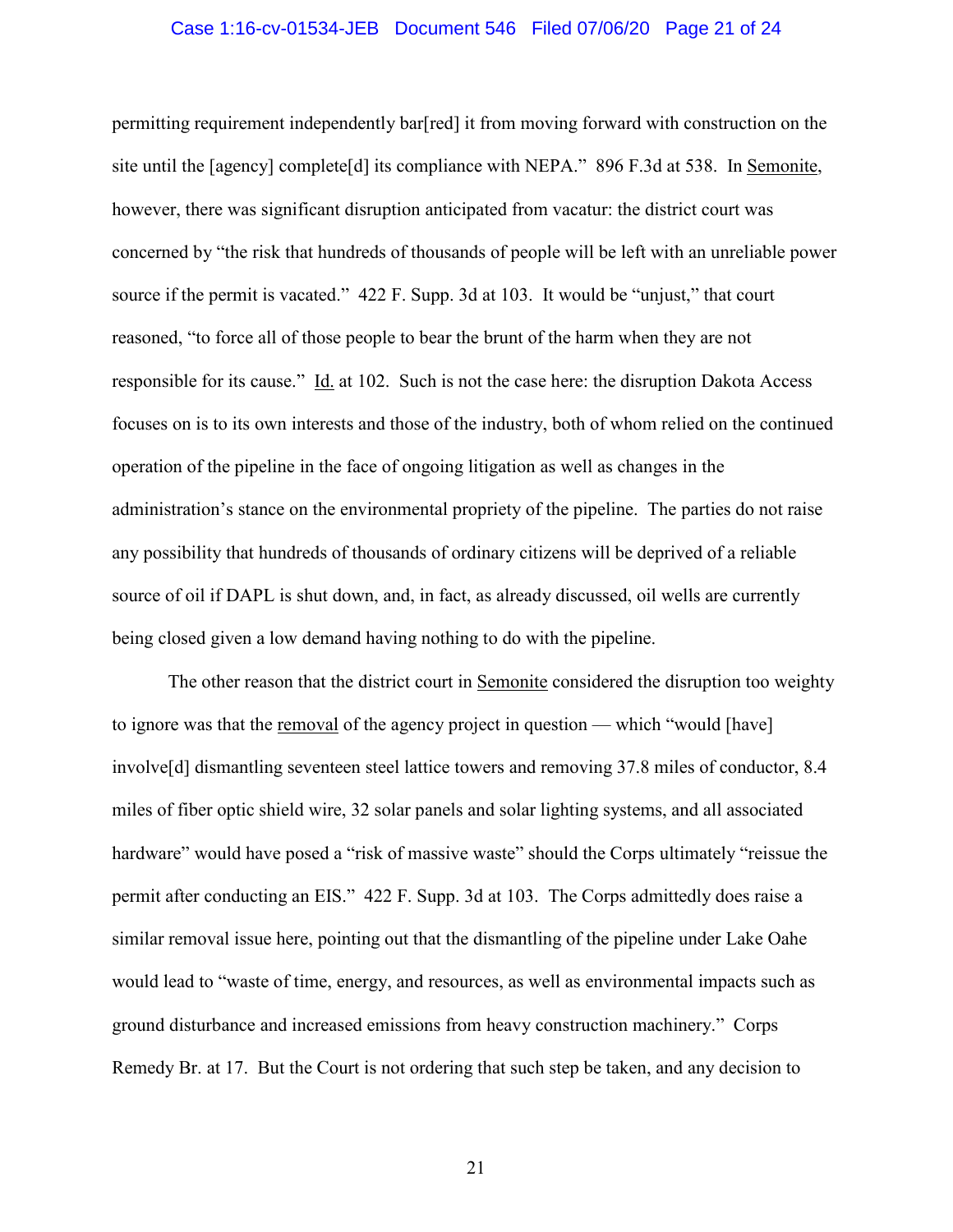permitting requirement independently bar[red] it from moving forward with construction on the site until the [agency] complete[d] its compliance with NEPA." 896 F.3d at 538. In Semonite, however, there was significant disruption anticipated from vacatur: the district court was concerned by "the risk that hundreds of thousands of people will be left with an unreliable power source if the permit is vacated." 422 F. Supp. 3d at 103. It would be "unjust," that court reasoned, "to force all of those people to bear the brunt of the harm when they are not responsible for its cause." Id. at 102. Such is not the case here: the disruption Dakota Access focuses on is to its own interests and those of the industry, both of whom relied on the continued operation of the pipeline in the face of ongoing litigation as well as changes in the administration's stance on the environmental propriety of the pipeline. The parties do not raise any possibility that hundreds of thousands of ordinary citizens will be deprived of a reliable source of oil if DAPL is shut down, and, in fact, as already discussed, oil wells are currently being closed given a low demand having nothing to do with the pipeline.

The other reason that the district court in Semonite considered the disruption too weighty to ignore was that the removal of the agency project in question — which "would [have] involve[d] dismantling seventeen steel lattice towers and removing 37.8 miles of conductor, 8.4 miles of fiber optic shield wire, 32 solar panels and solar lighting systems, and all associated hardware" would have posed a "risk of massive waste" should the Corps ultimately "reissue the permit after conducting an EIS." 422 F. Supp. 3d at 103. The Corps admittedly does raise a similar removal issue here, pointing out that the dismantling of the pipeline under Lake Oahe would lead to "waste of time, energy, and resources, as well as environmental impacts such as ground disturbance and increased emissions from heavy construction machinery." Corps Remedy Br. at 17. But the Court is not ordering that such step be taken, and any decision to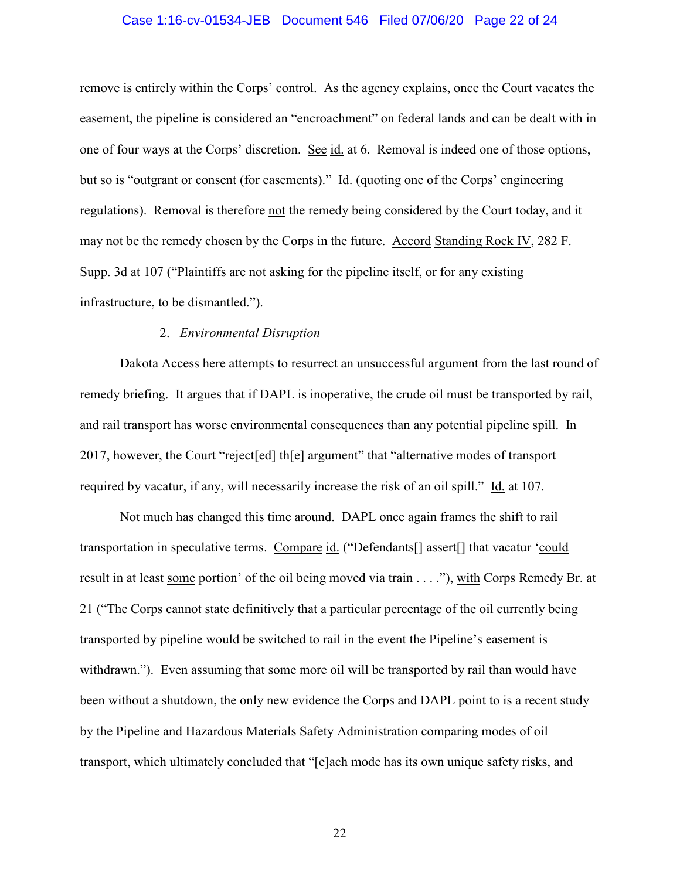remove is entirely within the Corps' control. As the agency explains, once the Court vacates the easement, the pipeline is considered an "encroachment" on federal lands and can be dealt with in one of four ways at the Corps' discretion. See id. at 6. Removal is indeed one of those options, but so is "outgrant or consent (for easements)." Id. (quoting one of the Corps' engineering regulations). Removal is therefore not the remedy being considered by the Court today, and it may not be the remedy chosen by the Corps in the future. Accord Standing Rock IV, 282 F. Supp. 3d at 107 ("Plaintiffs are not asking for the pipeline itself, or for any existing infrastructure, to be dismantled.").

2. *Environmental Disruption*

Dakota Access here attempts to resurrect an unsuccessful argument from the last round of remedy briefing. It argues that if DAPL is inoperative, the crude oil must be transported by rail, and rail transport has worse environmental consequences than any potential pipeline spill. In 2017, however, the Court "reject[ed] th[e] argument" that "alternative modes of transport required by vacatur, if any, will necessarily increase the risk of an oil spill." Id. at 107.

Not much has changed this time around. DAPL once again frames the shift to rail transportation in speculative terms. Compare id. ("Defendants[] assert[] that vacatur 'could result in at least some portion' of the oil being moved via train . . . ."), with Corps Remedy Br. at 21 ("The Corps cannot state definitively that a particular percentage of the oil currently being transported by pipeline would be switched to rail in the event the Pipeline's easement is withdrawn."). Even assuming that some more oil will be transported by rail than would have been without a shutdown, the only new evidence the Corps and DAPL point to is a recent study by the Pipeline and Hazardous Materials Safety Administration comparing modes of oil transport, which ultimately concluded that "[e]ach mode has its own unique safety risks, and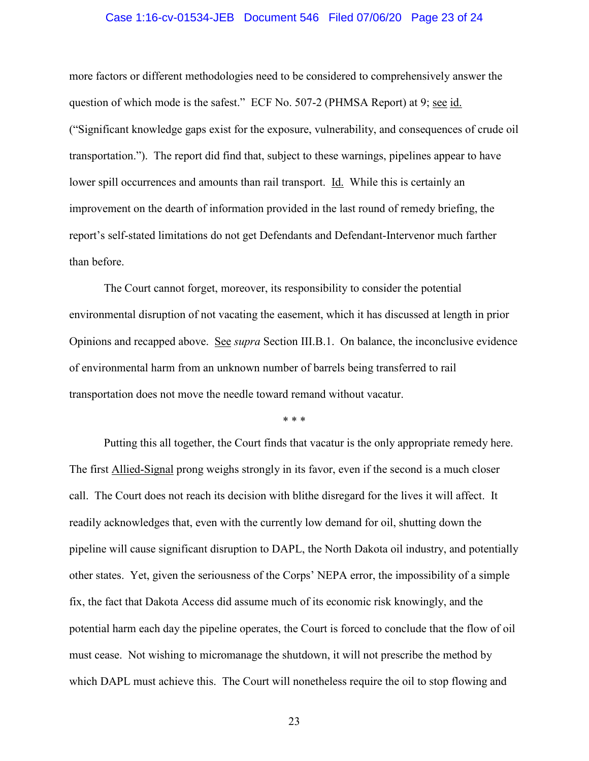more factors or different methodologies need to be considered to comprehensively answer the question of which mode is the safest." ECF No. 507-2 (PHMSA Report) at 9; see id. ("Significant knowledge gaps exist for the exposure, vulnerability, and consequences of crude oil transportation."). The report did find that, subject to these warnings, pipelines appear to have lower spill occurrences and amounts than rail transport. Id. While this is certainly an improvement on the dearth of information provided in the last round of remedy briefing, the report's self-stated limitations do not get Defendants and Defendant-Intervenor much farther than before.

The Court cannot forget, moreover, its responsibility to consider the potential environmental disruption of not vacating the easement, which it has discussed at length in prior Opinions and recapped above. See *supra* Section III.B.1. On balance, the inconclusive evidence of environmental harm from an unknown number of barrels being transferred to rail transportation does not move the needle toward remand without vacatur.

\* \* \*

Putting this all together, the Court finds that vacatur is the only appropriate remedy here. The first Allied-Signal prong weighs strongly in its favor, even if the second is a much closer call. The Court does not reach its decision with blithe disregard for the lives it will affect. It readily acknowledges that, even with the currently low demand for oil, shutting down the pipeline will cause significant disruption to DAPL, the North Dakota oil industry, and potentially other states. Yet, given the seriousness of the Corps' NEPA error, the impossibility of a simple fix, the fact that Dakota Access did assume much of its economic risk knowingly, and the potential harm each day the pipeline operates, the Court is forced to conclude that the flow of oil must cease. Not wishing to micromanage the shutdown, it will not prescribe the method by which DAPL must achieve this. The Court will nonetheless require the oil to stop flowing and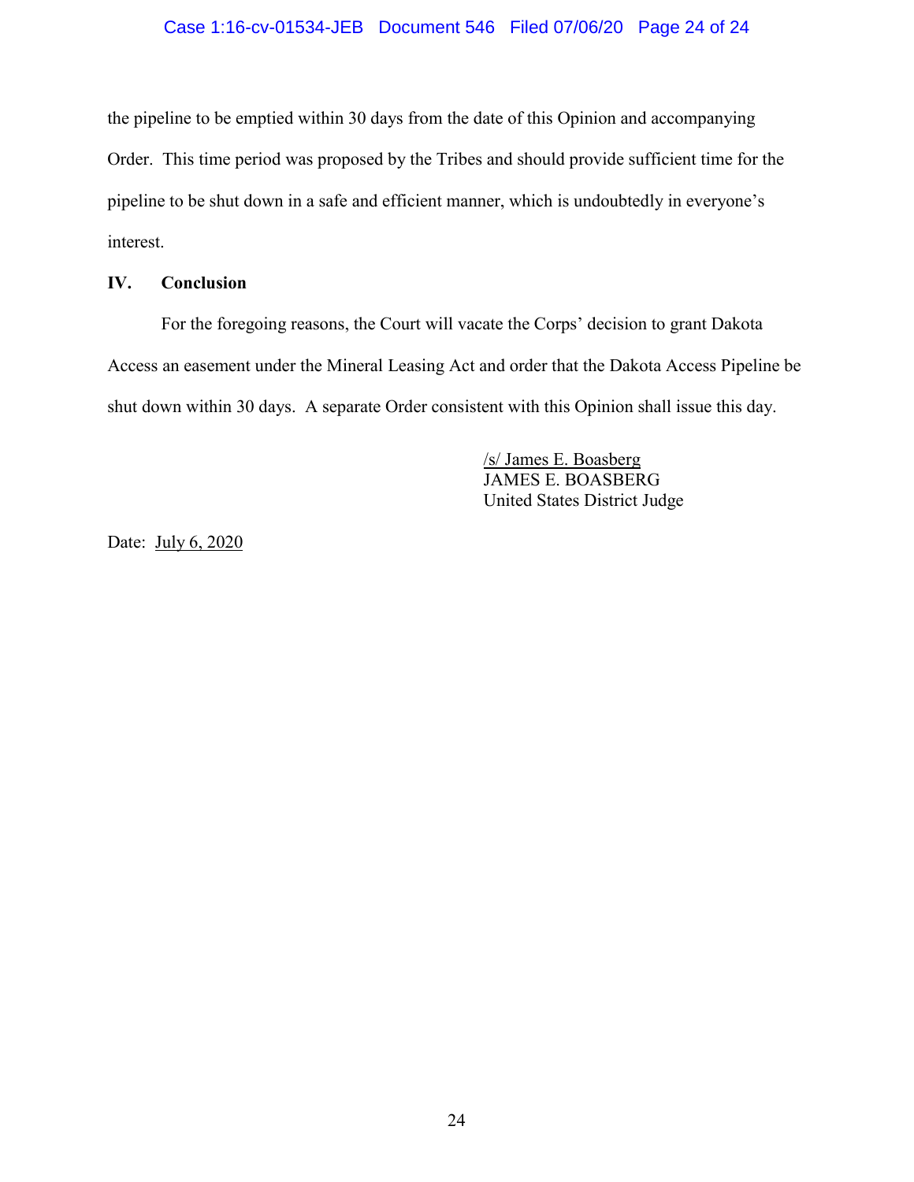the pipeline to be emptied within 30 days from the date of this Opinion and accompanying Order. This time period was proposed by the Tribes and should provide sufficient time for the pipeline to be shut down in a safe and efficient manner, which is undoubtedly in everyone's interest.

## IV. Conclusion

For the foregoing reasons, the Court will vacate the Corps' decision to grant Dakota Access an easement under the Mineral Leasing Act and order that the Dakota Access Pipeline be shut down within 30 days. A separate Order consistent with this Opinion shall issue this day.

/s/ James E. Boasberg
JAMES E. BOASBERG
United States District Judge

Date: July 6, 2020